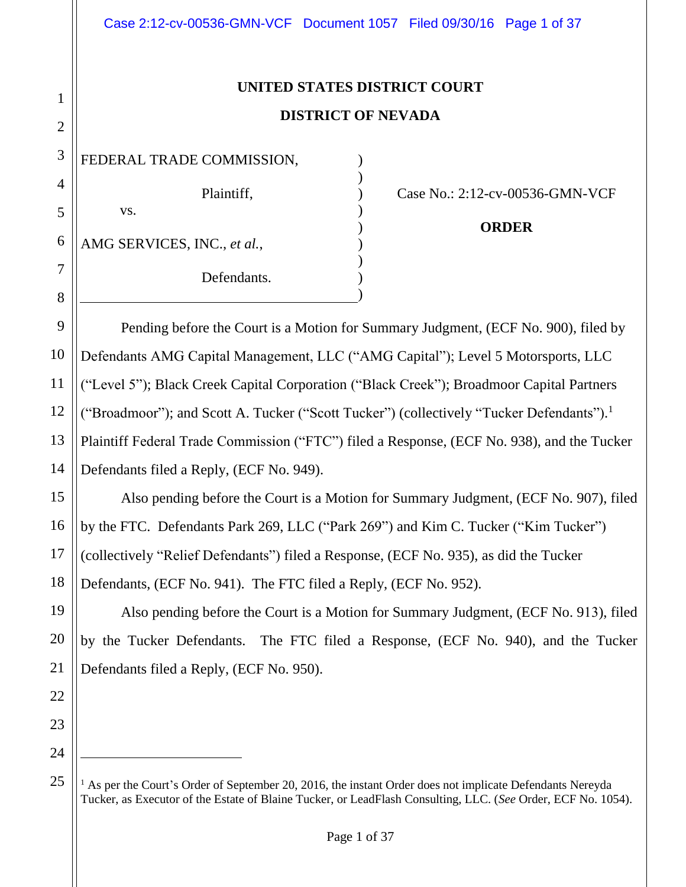**UNITED STATES DISTRICT COURT**

**DISTRICT OF NEVADA**

| | |
|---|---|
| FEDERAL TRADE COMMISSION, Plaintiff, vs. AMG SERVICES, INC., *et al.*, Defendants. | Case No.: 2:12-cv-00536-GMN-VCF **ORDER** |

Pending before the Court is a Motion for Summary Judgment, (ECF No. 900), filed by Defendants AMG Capital Management, LLC ("AMG Capital"); Level 5 Motorsports, LLC ("Level 5"); Black Creek Capital Corporation ("Black Creek"); Broadmoor Capital Partners ("Broadmoor"); and Scott A. Tucker ("Scott Tucker") (collectively "Tucker Defendants").[1] Plaintiff Federal Trade Commission ("FTC") filed a Response, (ECF No. 938), and the Tucker Defendants filed a Reply, (ECF No. 949).

Also pending before the Court is a Motion for Summary Judgment, (ECF No. 907), filed by the FTC. Defendants Park 269, LLC ("Park 269") and Kim C. Tucker ("Kim Tucker") (collectively "Relief Defendants") filed a Response, (ECF No. 935), as did the Tucker Defendants, (ECF No. 941). The FTC filed a Reply, (ECF No. 952).

Also pending before the Court is a Motion for Summary Judgment, (ECF No. 913), filed by the Tucker Defendants. The FTC filed a Response, (ECF No. 940), and the Tucker Defendants filed a Reply, (ECF No. 950).

[1] As per the Court's Order of September 20, 2016, the instant Order does not implicate Defendants Nereyda Tucker, as Executor of the Estate of Blaine Tucker, or LeadFlash Consulting, LLC. (*See* Order, ECF No. 1054).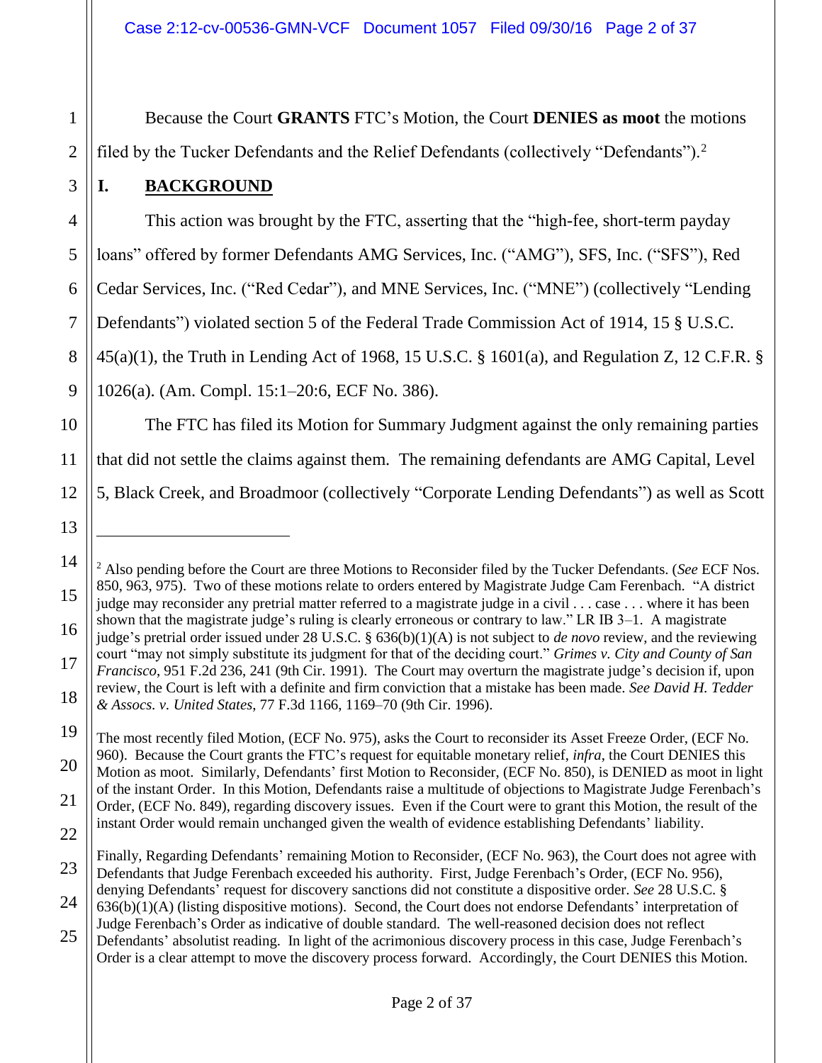Because the Court **GRANTS** FTC's Motion, the Court **DENIES as moot** the motions filed by the Tucker Defendants and the Relief Defendants (collectively "Defendants").[2]

## I. BACKGROUND

This action was brought by the FTC, asserting that the "high-fee, short-term payday loans" offered by former Defendants AMG Services, Inc. ("AMG"), SFS, Inc. ("SFS"), Red Cedar Services, Inc. ("Red Cedar"), and MNE Services, Inc. ("MNE") (collectively "Lending Defendants") violated section 5 of the Federal Trade Commission Act of 1914, 15 § U.S.C. 45(a)(1), the Truth in Lending Act of 1968, 15 U.S.C. § 1601(a), and Regulation Z, 12 C.F.R. § 1026(a). (Am. Compl. 15:1–20:6, ECF No. 386).

The FTC has filed its Motion for Summary Judgment against the only remaining parties that did not settle the claims against them. The remaining defendants are AMG Capital, Level 5, Black Creek, and Broadmoor (collectively "Corporate Lending Defendants") as well as Scott

---

[2] Also pending before the Court are three Motions to Reconsider filed by the Tucker Defendants. (*See* ECF Nos. 850, 963, 975). Two of these motions relate to orders entered by Magistrate Judge Cam Ferenbach. "A district judge may reconsider any pretrial matter referred to a magistrate judge in a civil . . . case . . . where it has been shown that the magistrate judge's ruling is clearly erroneous or contrary to law." LR IB 3–1. A magistrate judge's pretrial order issued under 28 U.S.C. § 636(b)(1)(A) is not subject to *de novo* review, and the reviewing court "may not simply substitute its judgment for that of the deciding court." *Grimes v. City and County of San Francisco*, 951 F.2d 236, 241 (9th Cir. 1991). The Court may overturn the magistrate judge's decision if, upon review, the Court is left with a definite and firm conviction that a mistake has been made. *See David H. Tedder & Assocs. v. United States*, 77 F.3d 1166, 1169–70 (9th Cir. 1996).

The most recently filed Motion, (ECF No. 975), asks the Court to reconsider its Asset Freeze Order, (ECF No. 960). Because the Court grants the FTC's request for equitable monetary relief, *infra*, the Court DENIES this Motion as moot. Similarly, Defendants' first Motion to Reconsider, (ECF No. 850), is DENIED as moot in light of the instant Order. In this Motion, Defendants raise a multitude of objections to Magistrate Judge Ferenbach's Order, (ECF No. 849), regarding discovery issues. Even if the Court were to grant this Motion, the result of the instant Order would remain unchanged given the wealth of evidence establishing Defendants' liability.

Finally, Regarding Defendants' remaining Motion to Reconsider, (ECF No. 963), the Court does not agree with Defendants that Judge Ferenbach exceeded his authority. First, Judge Ferenbach's Order, (ECF No. 956), denying Defendants' request for discovery sanctions did not constitute a dispositive order. *See* 28 U.S.C. § 636(b)(1)(A) (listing dispositive motions). Second, the Court does not endorse Defendants' interpretation of Judge Ferenbach's Order as indicative of double standard. The well-reasoned decision does not reflect Defendants' absolutist reading. In light of the acrimonious discovery process in this case, Judge Ferenbach's Order is a clear attempt to move the discovery process forward. Accordingly, the Court DENIES this Motion.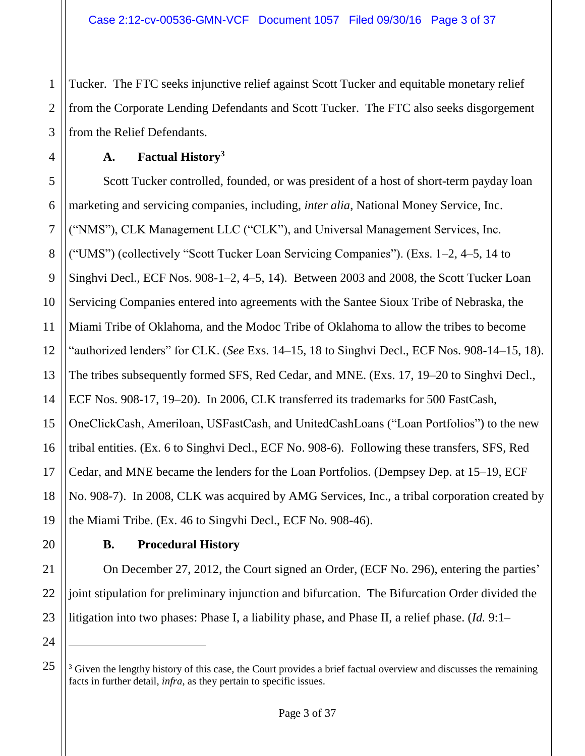Tucker. The FTC seeks injunctive relief against Scott Tucker and equitable monetary relief from the Corporate Lending Defendants and Scott Tucker. The FTC also seeks disgorgement from the Relief Defendants.

### A. Factual History[3]

Scott Tucker controlled, founded, or was president of a host of short-term payday loan marketing and servicing companies, including, *inter alia*, National Money Service, Inc. ("NMS"), CLK Management LLC ("CLK"), and Universal Management Services, Inc. ("UMS") (collectively "Scott Tucker Loan Servicing Companies"). (Exs. 1–2, 4–5, 14 to Singhvi Decl., ECF Nos. 908-1–2, 4–5, 14). Between 2003 and 2008, the Scott Tucker Loan Servicing Companies entered into agreements with the Santee Sioux Tribe of Nebraska, the Miami Tribe of Oklahoma, and the Modoc Tribe of Oklahoma to allow the tribes to become "authorized lenders" for CLK. (*See* Exs. 14–15, 18 to Singhvi Decl., ECF Nos. 908-14–15, 18). The tribes subsequently formed SFS, Red Cedar, and MNE. (Exs. 17, 19–20 to Singhvi Decl., ECF Nos. 908-17, 19–20). In 2006, CLK transferred its trademarks for 500 FastCash, OneClickCash, Ameriloan, USFastCash, and UnitedCashLoans ("Loan Portfolios") to the new tribal entities. (Ex. 6 to Singhvi Decl., ECF No. 908-6). Following these transfers, SFS, Red Cedar, and MNE became the lenders for the Loan Portfolios. (Dempsey Dep. at 15–19, ECF No. 908-7). In 2008, CLK was acquired by AMG Services, Inc., a tribal corporation created by the Miami Tribe. (Ex. 46 to Singvhi Decl., ECF No. 908-46).

### B. Procedural History

On December 27, 2012, the Court signed an Order, (ECF No. 296), entering the parties' joint stipulation for preliminary injunction and bifurcation. The Bifurcation Order divided the litigation into two phases: Phase I, a liability phase, and Phase II, a relief phase. (*Id.* 9:1–

---

[3] Given the lengthy history of this case, the Court provides a brief factual overview and discusses the remaining facts in further detail, *infra*, as they pertain to specific issues.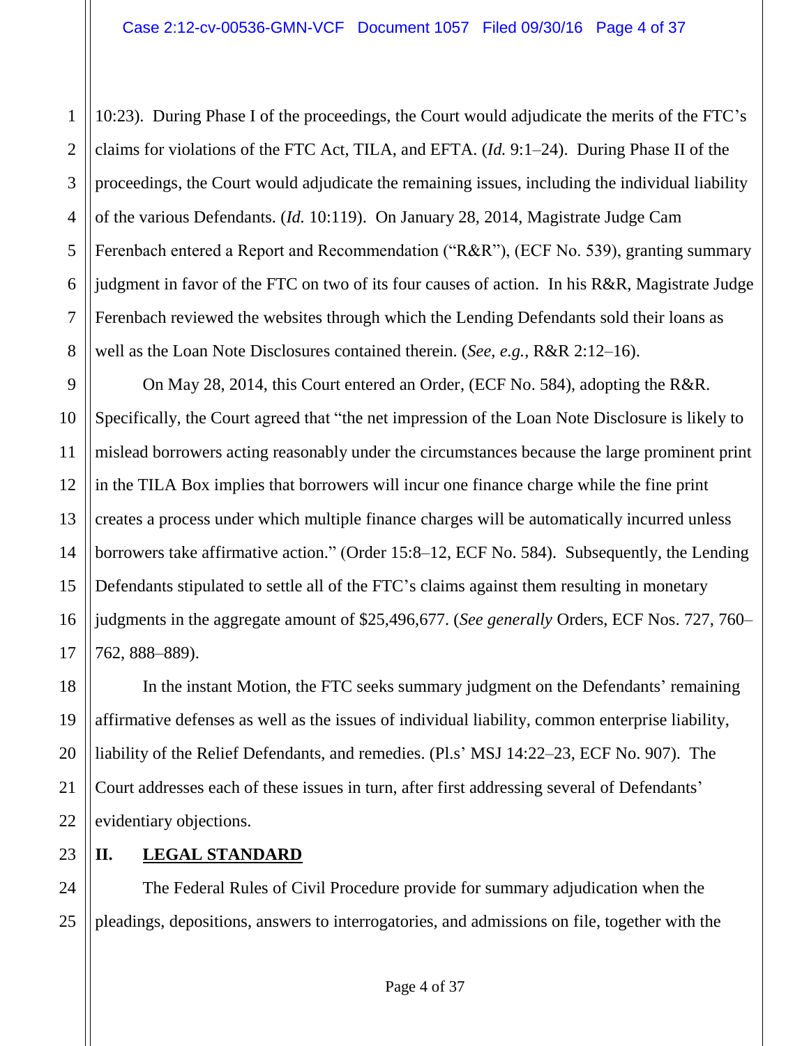10:23). During Phase I of the proceedings, the Court would adjudicate the merits of the FTC's claims for violations of the FTC Act, TILA, and EFTA. (*Id.* 9:1–24). During Phase II of the proceedings, the Court would adjudicate the remaining issues, including the individual liability of the various Defendants. (*Id.* 10:119). On January 28, 2014, Magistrate Judge Cam Ferenbach entered a Report and Recommendation ("R&R"), (ECF No. 539), granting summary judgment in favor of the FTC on two of its four causes of action. In his R&R, Magistrate Judge Ferenbach reviewed the websites through which the Lending Defendants sold their loans as well as the Loan Note Disclosures contained therein. (*See, e.g.*, R&R 2:12–16).

On May 28, 2014, this Court entered an Order, (ECF No. 584), adopting the R&R. Specifically, the Court agreed that "the net impression of the Loan Note Disclosure is likely to mislead borrowers acting reasonably under the circumstances because the large prominent print in the TILA Box implies that borrowers will incur one finance charge while the fine print creates a process under which multiple finance charges will be automatically incurred unless borrowers take affirmative action." (Order 15:8–12, ECF No. 584). Subsequently, the Lending Defendants stipulated to settle all of the FTC's claims against them resulting in monetary judgments in the aggregate amount of $25,496,677. (*See generally* Orders, ECF Nos. 727, 760–762, 888–889).

In the instant Motion, the FTC seeks summary judgment on the Defendants' remaining affirmative defenses as well as the issues of individual liability, common enterprise liability, liability of the Relief Defendants, and remedies. (Pl.s' MSJ 14:22–23, ECF No. 907). The Court addresses each of these issues in turn, after first addressing several of Defendants' evidentiary objections.

## II. LEGAL STANDARD

The Federal Rules of Civil Procedure provide for summary adjudication when the pleadings, depositions, answers to interrogatories, and admissions on file, together with the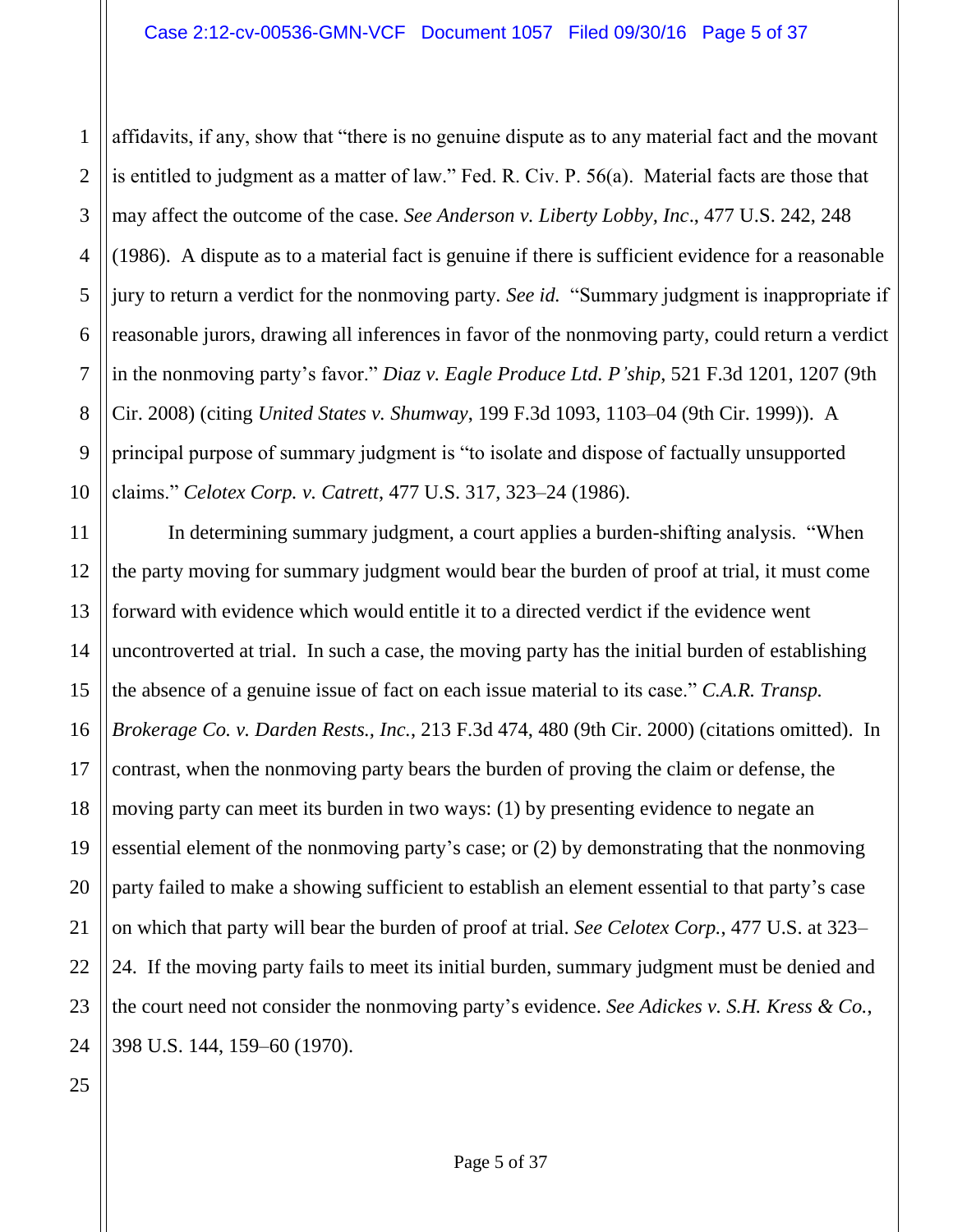affidavits, if any, show that "there is no genuine dispute as to any material fact and the movant is entitled to judgment as a matter of law." Fed. R. Civ. P. 56(a). Material facts are those that may affect the outcome of the case. *See Anderson v. Liberty Lobby, Inc*., 477 U.S. 242, 248 (1986). A dispute as to a material fact is genuine if there is sufficient evidence for a reasonable jury to return a verdict for the nonmoving party. *See id.* "Summary judgment is inappropriate if reasonable jurors, drawing all inferences in favor of the nonmoving party, could return a verdict in the nonmoving party's favor." *Diaz v. Eagle Produce Ltd. P'ship*, 521 F.3d 1201, 1207 (9th Cir. 2008) (citing *United States v. Shumway*, 199 F.3d 1093, 1103–04 (9th Cir. 1999)). A principal purpose of summary judgment is "to isolate and dispose of factually unsupported claims." *Celotex Corp. v. Catrett*, 477 U.S. 317, 323–24 (1986).

In determining summary judgment, a court applies a burden-shifting analysis. "When the party moving for summary judgment would bear the burden of proof at trial, it must come forward with evidence which would entitle it to a directed verdict if the evidence went uncontroverted at trial. In such a case, the moving party has the initial burden of establishing the absence of a genuine issue of fact on each issue material to its case." *C.A.R. Transp. Brokerage Co. v. Darden Rests., Inc.*, 213 F.3d 474, 480 (9th Cir. 2000) (citations omitted). In contrast, when the nonmoving party bears the burden of proving the claim or defense, the moving party can meet its burden in two ways: (1) by presenting evidence to negate an essential element of the nonmoving party's case; or (2) by demonstrating that the nonmoving party failed to make a showing sufficient to establish an element essential to that party's case on which that party will bear the burden of proof at trial. *See Celotex Corp.*, 477 U.S. at 323–24. If the moving party fails to meet its initial burden, summary judgment must be denied and the court need not consider the nonmoving party's evidence. *See Adickes v. S.H. Kress & Co.*, 398 U.S. 144, 159–60 (1970).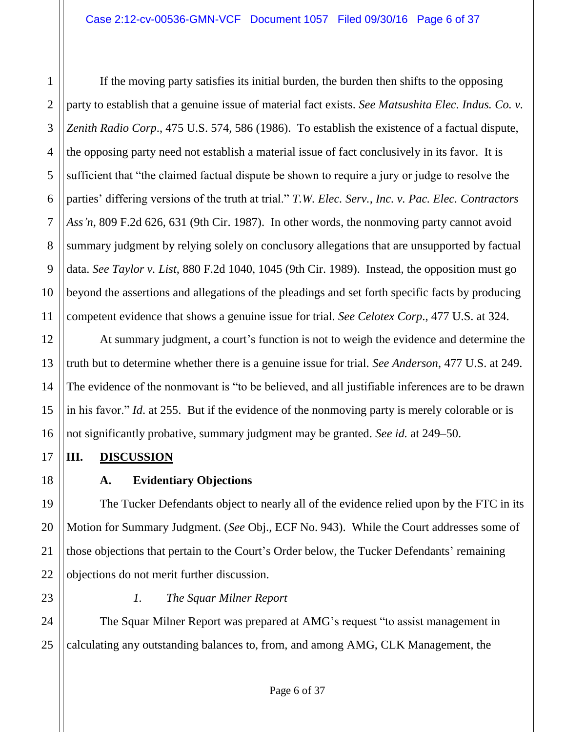If the moving party satisfies its initial burden, the burden then shifts to the opposing party to establish that a genuine issue of material fact exists. *See Matsushita Elec. Indus. Co. v. Zenith Radio Corp*., 475 U.S. 574, 586 (1986). To establish the existence of a factual dispute, the opposing party need not establish a material issue of fact conclusively in its favor. It is sufficient that "the claimed factual dispute be shown to require a jury or judge to resolve the parties' differing versions of the truth at trial." *T.W. Elec. Serv., Inc. v. Pac. Elec. Contractors Ass'n*, 809 F.2d 626, 631 (9th Cir. 1987). In other words, the nonmoving party cannot avoid summary judgment by relying solely on conclusory allegations that are unsupported by factual data. *See Taylor v. List*, 880 F.2d 1040, 1045 (9th Cir. 1989). Instead, the opposition must go beyond the assertions and allegations of the pleadings and set forth specific facts by producing competent evidence that shows a genuine issue for trial. *See Celotex Corp*., 477 U.S. at 324.

At summary judgment, a court's function is not to weigh the evidence and determine the truth but to determine whether there is a genuine issue for trial. *See Anderson*, 477 U.S. at 249. The evidence of the nonmovant is "to be believed, and all justifiable inferences are to be drawn in his favor." *Id*. at 255. But if the evidence of the nonmoving party is merely colorable or is not significantly probative, summary judgment may be granted. *See id.* at 249–50.

## III. <u>DISCUSSION</u>

### A. Evidentiary Objections

The Tucker Defendants object to nearly all of the evidence relied upon by the FTC in its Motion for Summary Judgment. (*See* Obj., ECF No. 943). While the Court addresses some of those objections that pertain to the Court's Order below, the Tucker Defendants' remaining objections do not merit further discussion.

#### *1. The Squar Milner Report*

The Squar Milner Report was prepared at AMG's request "to assist management in calculating any outstanding balances to, from, and among AMG, CLK Management, the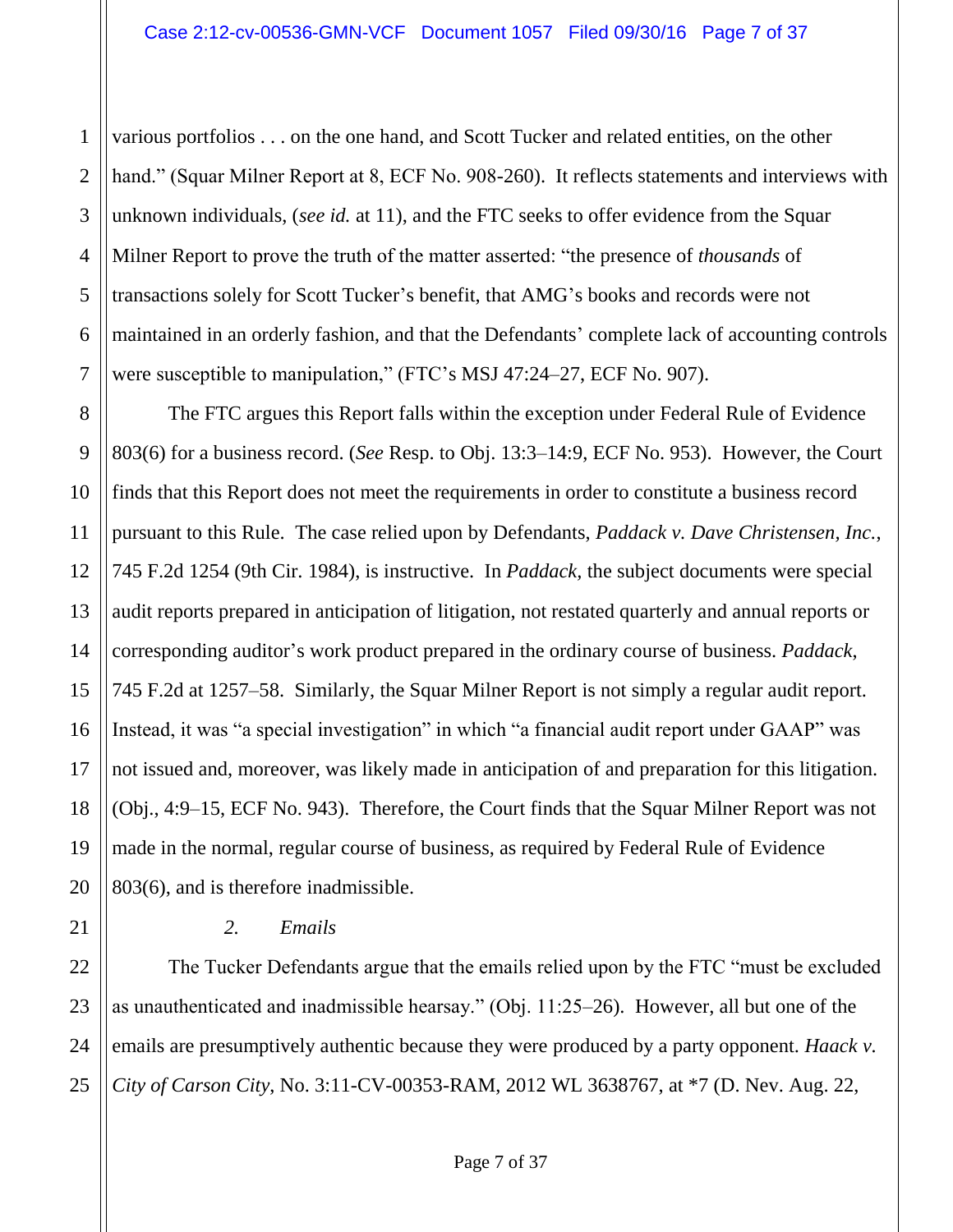various portfolios . . . on the one hand, and Scott Tucker and related entities, on the other hand." (Squar Milner Report at 8, ECF No. 908-260). It reflects statements and interviews with unknown individuals, (*see id.* at 11), and the FTC seeks to offer evidence from the Squar Milner Report to prove the truth of the matter asserted: "the presence of *thousands* of transactions solely for Scott Tucker's benefit, that AMG's books and records were not maintained in an orderly fashion, and that the Defendants' complete lack of accounting controls were susceptible to manipulation," (FTC's MSJ 47:24–27, ECF No. 907).

The FTC argues this Report falls within the exception under Federal Rule of Evidence 803(6) for a business record. (*See* Resp. to Obj. 13:3–14:9, ECF No. 953). However, the Court finds that this Report does not meet the requirements in order to constitute a business record pursuant to this Rule. The case relied upon by Defendants, *Paddack v. Dave Christensen, Inc.*, 745 F.2d 1254 (9th Cir. 1984), is instructive. In *Paddack,* the subject documents were special audit reports prepared in anticipation of litigation, not restated quarterly and annual reports or corresponding auditor's work product prepared in the ordinary course of business. *Paddack*, 745 F.2d at 1257–58. Similarly, the Squar Milner Report is not simply a regular audit report. Instead, it was "a special investigation" in which "a financial audit report under GAAP" was not issued and, moreover, was likely made in anticipation of and preparation for this litigation. (Obj., 4:9–15, ECF No. 943). Therefore, the Court finds that the Squar Milner Report was not made in the normal, regular course of business, as required by Federal Rule of Evidence 803(6), and is therefore inadmissible.

*2. Emails*

The Tucker Defendants argue that the emails relied upon by the FTC "must be excluded as unauthenticated and inadmissible hearsay." (Obj. 11:25–26). However, all but one of the emails are presumptively authentic because they were produced by a party opponent. *Haack v. City of Carson City*, No. 3:11-CV-00353-RAM, 2012 WL 3638767, at *7 (D. Nev. Aug. 22,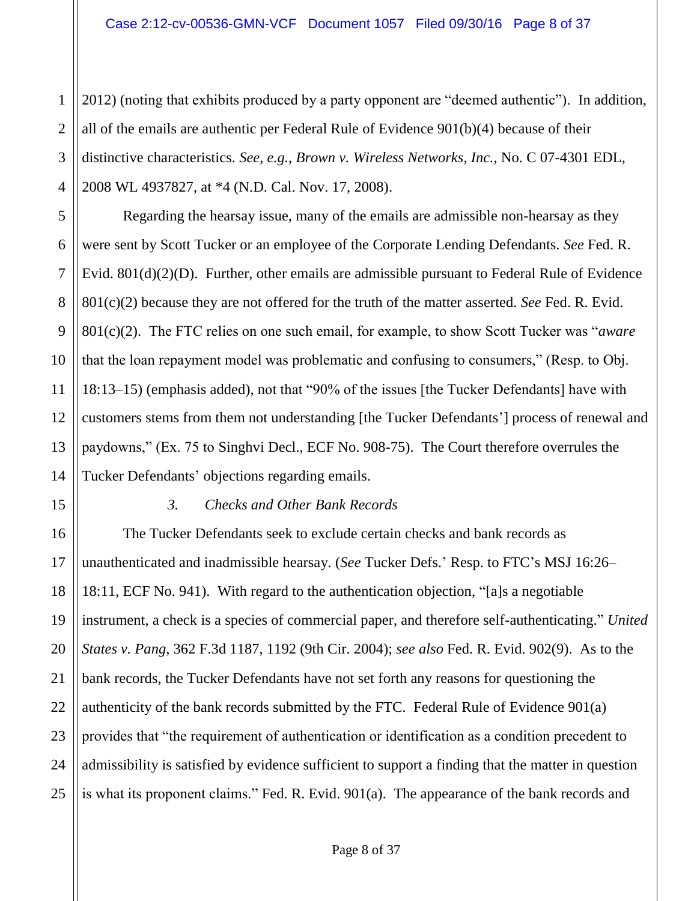2012) (noting that exhibits produced by a party opponent are "deemed authentic"). In addition, all of the emails are authentic per Federal Rule of Evidence 901(b)(4) because of their distinctive characteristics. *See, e.g.*, *Brown v. Wireless Networks, Inc.*, No. C 07-4301 EDL, 2008 WL 4937827, at *4 (N.D. Cal. Nov. 17, 2008).

Regarding the hearsay issue, many of the emails are admissible non-hearsay as they were sent by Scott Tucker or an employee of the Corporate Lending Defendants. *See* Fed. R. Evid. 801(d)(2)(D). Further, other emails are admissible pursuant to Federal Rule of Evidence 801(c)(2) because they are not offered for the truth of the matter asserted. *See* Fed. R. Evid. 801(c)(2). The FTC relies on one such email, for example, to show Scott Tucker was "*aware* that the loan repayment model was problematic and confusing to consumers," (Resp. to Obj. 18:13–15) (emphasis added), not that "90% of the issues [the Tucker Defendants] have with customers stems from them not understanding [the Tucker Defendants'] process of renewal and paydowns," (Ex. 75 to Singhvi Decl., ECF No. 908-75). The Court therefore overrules the Tucker Defendants' objections regarding emails.

### *3. Checks and Other Bank Records*

The Tucker Defendants seek to exclude certain checks and bank records as unauthenticated and inadmissible hearsay. (*See* Tucker Defs.' Resp. to FTC's MSJ 16:26–18:11, ECF No. 941). With regard to the authentication objection, "[a]s a negotiable instrument, a check is a species of commercial paper, and therefore self-authenticating." *United States v. Pang*, 362 F.3d 1187, 1192 (9th Cir. 2004); *see also* Fed. R. Evid. 902(9). As to the bank records, the Tucker Defendants have not set forth any reasons for questioning the authenticity of the bank records submitted by the FTC. Federal Rule of Evidence 901(a) provides that "the requirement of authentication or identification as a condition precedent to admissibility is satisfied by evidence sufficient to support a finding that the matter in question is what its proponent claims." Fed. R. Evid. 901(a). The appearance of the bank records and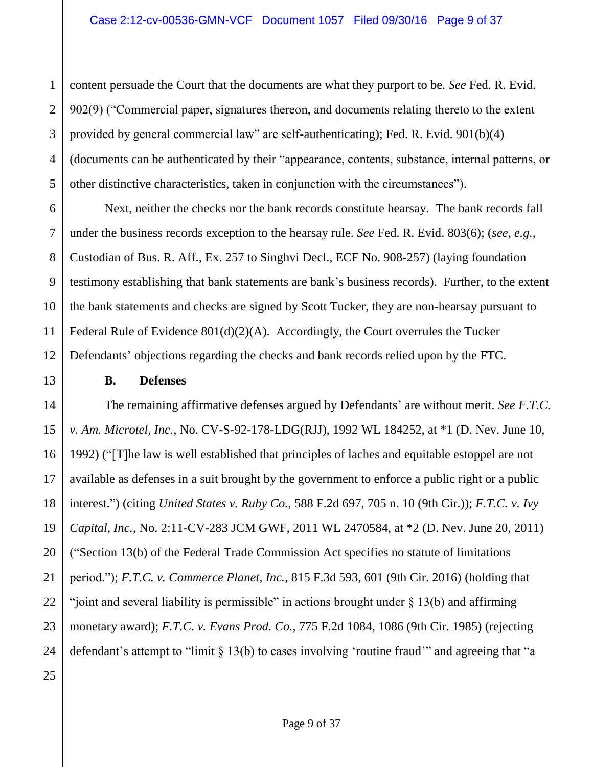content persuade the Court that the documents are what they purport to be. *See* Fed. R. Evid. 902(9) ("Commercial paper, signatures thereon, and documents relating thereto to the extent provided by general commercial law" are self-authenticating); Fed. R. Evid. 901(b)(4) (documents can be authenticated by their "appearance, contents, substance, internal patterns, or other distinctive characteristics, taken in conjunction with the circumstances").

Next, neither the checks nor the bank records constitute hearsay. The bank records fall under the business records exception to the hearsay rule. *See* Fed. R. Evid. 803(6); (*see, e.g.*, Custodian of Bus. R. Aff., Ex. 257 to Singhvi Decl., ECF No. 908-257) (laying foundation testimony establishing that bank statements are bank's business records). Further, to the extent the bank statements and checks are signed by Scott Tucker, they are non-hearsay pursuant to Federal Rule of Evidence 801(d)(2)(A). Accordingly, the Court overrules the Tucker Defendants' objections regarding the checks and bank records relied upon by the FTC.

**B. Defenses**

The remaining affirmative defenses argued by Defendants' are without merit. *See F.T.C. v. Am. Microtel, Inc.*, No. CV-S-92-178-LDG(RJJ), 1992 WL 184252, at *1 (D. Nev. June 10, 1992) ("[T]he law is well established that principles of laches and equitable estoppel are not available as defenses in a suit brought by the government to enforce a public right or a public interest.") (citing *United States v. Ruby Co.*, 588 F.2d 697, 705 n. 10 (9th Cir.)); *F.T.C. v. Ivy Capital, Inc.*, No. 2:11-CV-283 JCM GWF, 2011 WL 2470584, at *2 (D. Nev. June 20, 2011) ("Section 13(b) of the Federal Trade Commission Act specifies no statute of limitations period."); *F.T.C. v. Commerce Planet, Inc.*, 815 F.3d 593, 601 (9th Cir. 2016) (holding that "joint and several liability is permissible" in actions brought under § 13(b) and affirming monetary award); *F.T.C. v. Evans Prod. Co.*, 775 F.2d 1084, 1086 (9th Cir. 1985) (rejecting defendant's attempt to "limit § 13(b) to cases involving 'routine fraud'" and agreeing that "a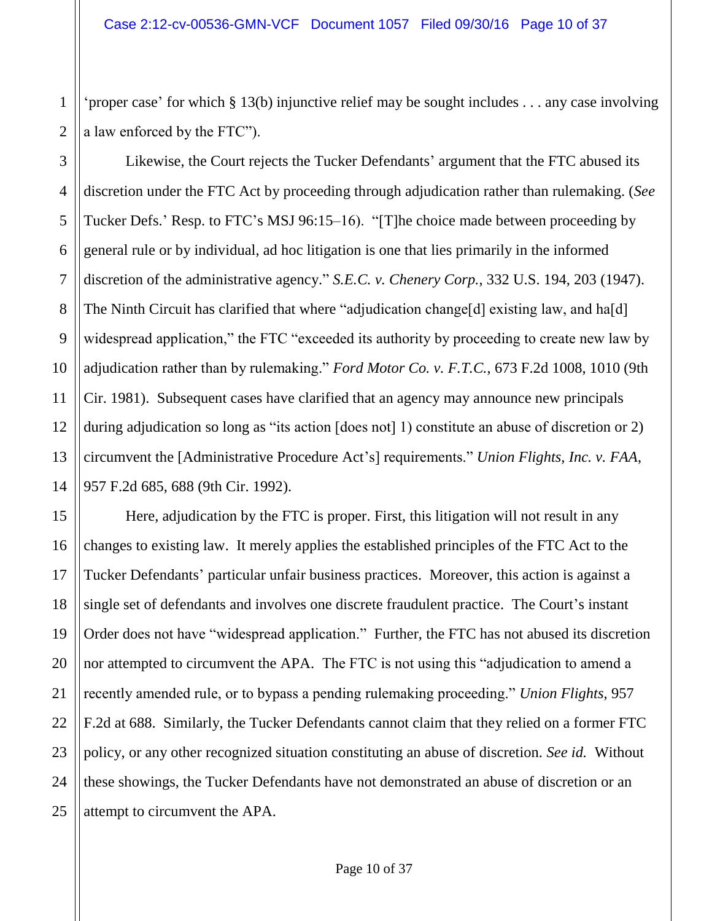'proper case' for which § 13(b) injunctive relief may be sought includes . . . any case involving a law enforced by the FTC").

Likewise, the Court rejects the Tucker Defendants' argument that the FTC abused its discretion under the FTC Act by proceeding through adjudication rather than rulemaking. (*See* Tucker Defs.' Resp. to FTC's MSJ 96:15–16). "[T]he choice made between proceeding by general rule or by individual, ad hoc litigation is one that lies primarily in the informed discretion of the administrative agency." *S.E.C. v. Chenery Corp.*, 332 U.S. 194, 203 (1947). The Ninth Circuit has clarified that where "adjudication change[d] existing law, and ha[d] widespread application," the FTC "exceeded its authority by proceeding to create new law by adjudication rather than by rulemaking." *Ford Motor Co. v. F.T.C.*, 673 F.2d 1008, 1010 (9th Cir. 1981). Subsequent cases have clarified that an agency may announce new principals during adjudication so long as "its action [does not] 1) constitute an abuse of discretion or 2) circumvent the [Administrative Procedure Act's] requirements." *Union Flights, Inc. v. FAA*, 957 F.2d 685, 688 (9th Cir. 1992).

Here, adjudication by the FTC is proper. First, this litigation will not result in any changes to existing law. It merely applies the established principles of the FTC Act to the Tucker Defendants' particular unfair business practices. Moreover, this action is against a single set of defendants and involves one discrete fraudulent practice. The Court's instant Order does not have "widespread application." Further, the FTC has not abused its discretion nor attempted to circumvent the APA. The FTC is not using this "adjudication to amend a recently amended rule, or to bypass a pending rulemaking proceeding." *Union Flights*, 957 F.2d at 688. Similarly, the Tucker Defendants cannot claim that they relied on a former FTC policy, or any other recognized situation constituting an abuse of discretion. *See id.* Without these showings, the Tucker Defendants have not demonstrated an abuse of discretion or an attempt to circumvent the APA.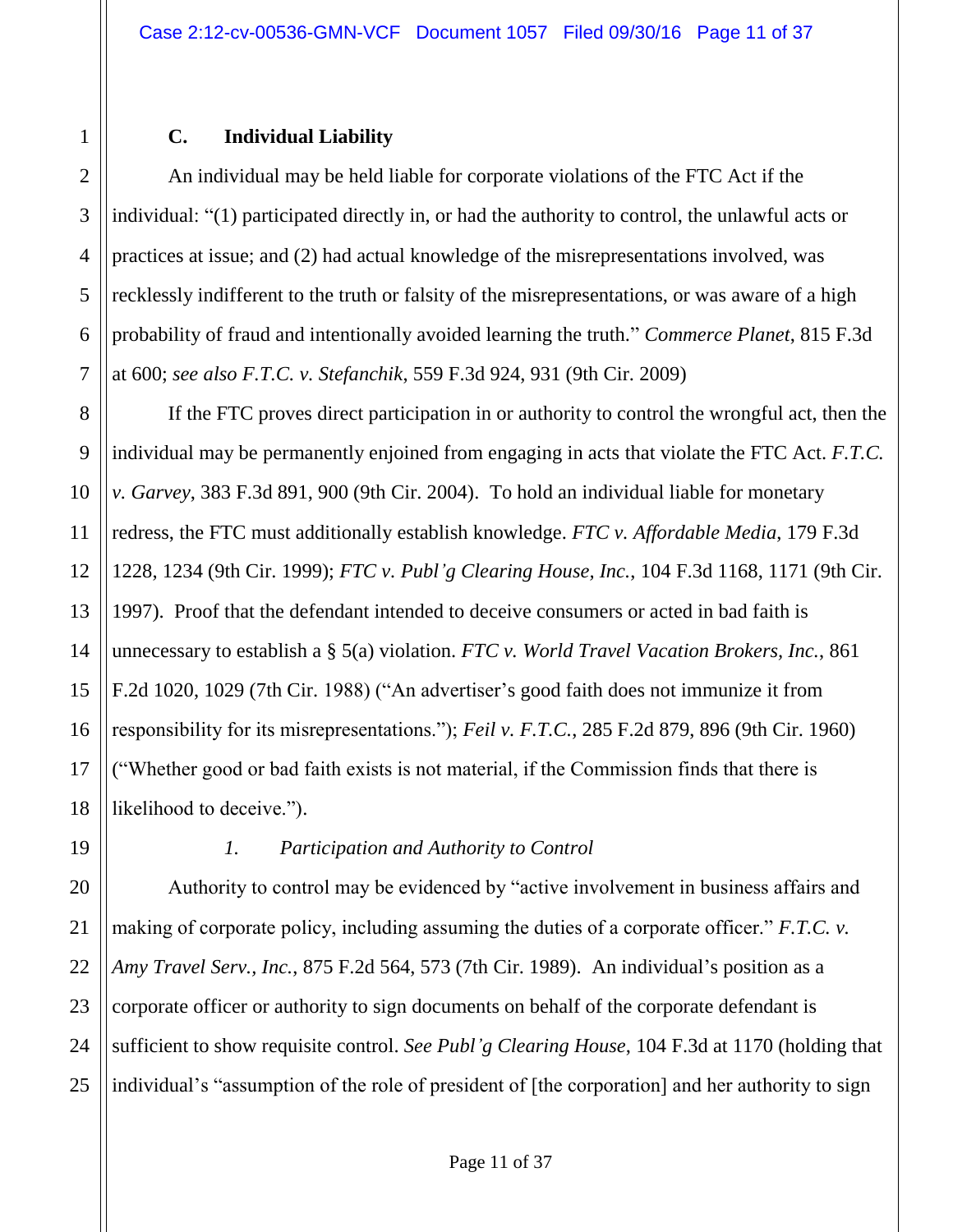### C. Individual Liability

An individual may be held liable for corporate violations of the FTC Act if the individual: "(1) participated directly in, or had the authority to control, the unlawful acts or practices at issue; and (2) had actual knowledge of the misrepresentations involved, was recklessly indifferent to the truth or falsity of the misrepresentations, or was aware of a high probability of fraud and intentionally avoided learning the truth." *Commerce Planet*, 815 F.3d at 600; *see also F.T.C. v. Stefanchik*, 559 F.3d 924, 931 (9th Cir. 2009)

If the FTC proves direct participation in or authority to control the wrongful act, then the individual may be permanently enjoined from engaging in acts that violate the FTC Act. *F.T.C. v. Garvey*, 383 F.3d 891, 900 (9th Cir. 2004). To hold an individual liable for monetary redress, the FTC must additionally establish knowledge. *FTC v. Affordable Media*, 179 F.3d 1228, 1234 (9th Cir. 1999); *FTC v. Publ'g Clearing House, Inc.*, 104 F.3d 1168, 1171 (9th Cir. 1997). Proof that the defendant intended to deceive consumers or acted in bad faith is unnecessary to establish a § 5(a) violation. *FTC v. World Travel Vacation Brokers, Inc.*, 861 F.2d 1020, 1029 (7th Cir. 1988) ("An advertiser's good faith does not immunize it from responsibility for its misrepresentations."); *Feil v. F.T.C.*, 285 F.2d 879, 896 (9th Cir. 1960) ("Whether good or bad faith exists is not material, if the Commission finds that there is likelihood to deceive.").

#### *1. Participation and Authority to Control*

Authority to control may be evidenced by "active involvement in business affairs and making of corporate policy, including assuming the duties of a corporate officer." *F.T.C. v. Amy Travel Serv., Inc.*, 875 F.2d 564, 573 (7th Cir. 1989). An individual's position as a corporate officer or authority to sign documents on behalf of the corporate defendant is sufficient to show requisite control. *See Publ'g Clearing House*, 104 F.3d at 1170 (holding that individual's "assumption of the role of president of [the corporation] and her authority to sign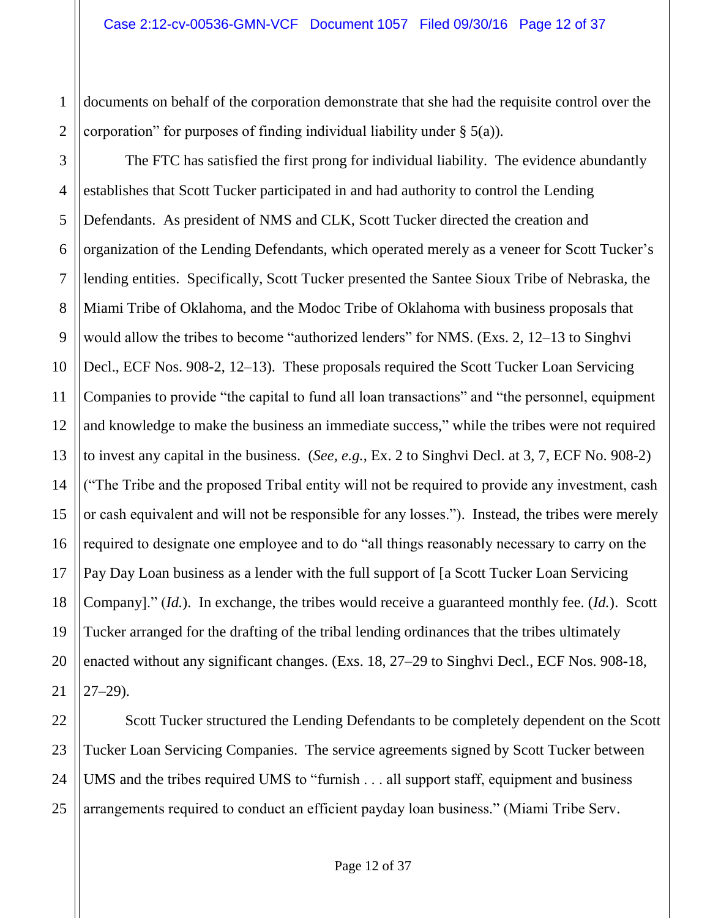documents on behalf of the corporation demonstrate that she had the requisite control over the corporation" for purposes of finding individual liability under § 5(a)).

The FTC has satisfied the first prong for individual liability. The evidence abundantly establishes that Scott Tucker participated in and had authority to control the Lending Defendants. As president of NMS and CLK, Scott Tucker directed the creation and organization of the Lending Defendants, which operated merely as a veneer for Scott Tucker's lending entities. Specifically, Scott Tucker presented the Santee Sioux Tribe of Nebraska, the Miami Tribe of Oklahoma, and the Modoc Tribe of Oklahoma with business proposals that would allow the tribes to become "authorized lenders" for NMS. (Exs. 2, 12–13 to Singhvi Decl., ECF Nos. 908-2, 12–13). These proposals required the Scott Tucker Loan Servicing Companies to provide "the capital to fund all loan transactions" and "the personnel, equipment and knowledge to make the business an immediate success," while the tribes were not required to invest any capital in the business. (*See, e.g.*, Ex. 2 to Singhvi Decl. at 3, 7, ECF No. 908-2) ("The Tribe and the proposed Tribal entity will not be required to provide any investment, cash or cash equivalent and will not be responsible for any losses."). Instead, the tribes were merely required to designate one employee and to do "all things reasonably necessary to carry on the Pay Day Loan business as a lender with the full support of [a Scott Tucker Loan Servicing Company]." (*Id.*). In exchange, the tribes would receive a guaranteed monthly fee. (*Id.*). Scott Tucker arranged for the drafting of the tribal lending ordinances that the tribes ultimately enacted without any significant changes. (Exs. 18, 27–29 to Singhvi Decl., ECF Nos. 908-18, 27–29).

Scott Tucker structured the Lending Defendants to be completely dependent on the Scott Tucker Loan Servicing Companies. The service agreements signed by Scott Tucker between UMS and the tribes required UMS to "furnish . . . all support staff, equipment and business arrangements required to conduct an efficient payday loan business." (Miami Tribe Serv.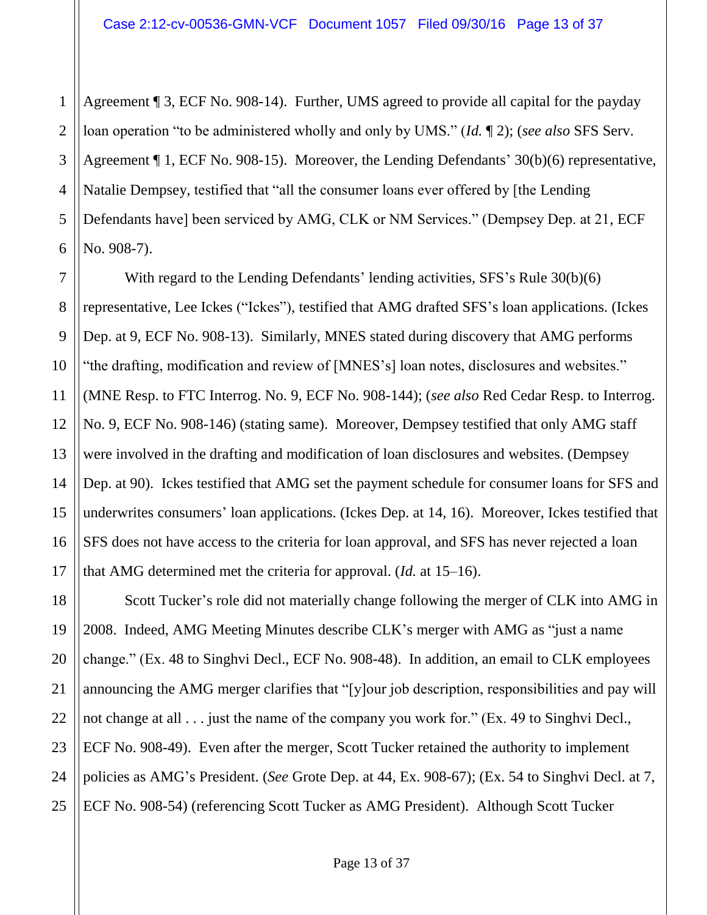Agreement ¶ 3, ECF No. 908-14). Further, UMS agreed to provide all capital for the payday loan operation "to be administered wholly and only by UMS." (*Id.* ¶ 2); (*see also* SFS Serv. Agreement ¶ 1, ECF No. 908-15). Moreover, the Lending Defendants' 30(b)(6) representative, Natalie Dempsey, testified that "all the consumer loans ever offered by [the Lending Defendants have] been serviced by AMG, CLK or NM Services." (Dempsey Dep. at 21, ECF No. 908-7).

With regard to the Lending Defendants' lending activities, SFS's Rule 30(b)(6) representative, Lee Ickes ("Ickes"), testified that AMG drafted SFS's loan applications. (Ickes Dep. at 9, ECF No. 908-13). Similarly, MNES stated during discovery that AMG performs "the drafting, modification and review of [MNES's] loan notes, disclosures and websites." (MNE Resp. to FTC Interrog. No. 9, ECF No. 908-144); (*see also* Red Cedar Resp. to Interrog. No. 9, ECF No. 908-146) (stating same). Moreover, Dempsey testified that only AMG staff were involved in the drafting and modification of loan disclosures and websites. (Dempsey Dep. at 90). Ickes testified that AMG set the payment schedule for consumer loans for SFS and underwrites consumers' loan applications. (Ickes Dep. at 14, 16). Moreover, Ickes testified that SFS does not have access to the criteria for loan approval, and SFS has never rejected a loan that AMG determined met the criteria for approval. (*Id.* at 15–16).

Scott Tucker's role did not materially change following the merger of CLK into AMG in 2008. Indeed, AMG Meeting Minutes describe CLK's merger with AMG as "just a name change." (Ex. 48 to Singhvi Decl., ECF No. 908-48). In addition, an email to CLK employees announcing the AMG merger clarifies that "[y]our job description, responsibilities and pay will not change at all . . . just the name of the company you work for." (Ex. 49 to Singhvi Decl., ECF No. 908-49). Even after the merger, Scott Tucker retained the authority to implement policies as AMG's President. (*See* Grote Dep. at 44, Ex. 908-67); (Ex. 54 to Singhvi Decl. at 7, ECF No. 908-54) (referencing Scott Tucker as AMG President). Although Scott Tucker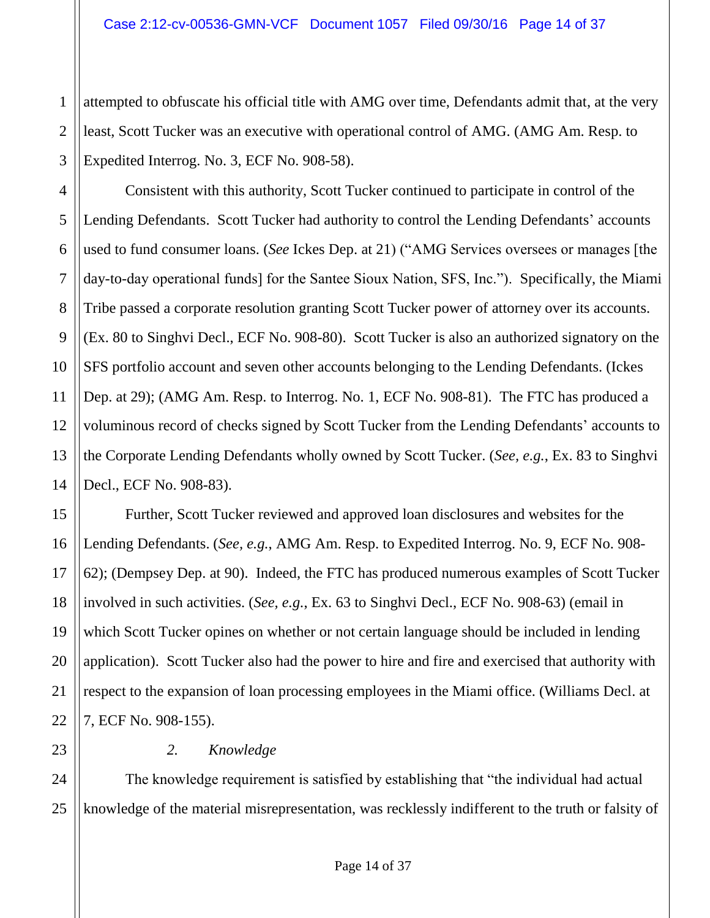attempted to obfuscate his official title with AMG over time, Defendants admit that, at the very least, Scott Tucker was an executive with operational control of AMG. (AMG Am. Resp. to Expedited Interrog. No. 3, ECF No. 908-58).

Consistent with this authority, Scott Tucker continued to participate in control of the Lending Defendants. Scott Tucker had authority to control the Lending Defendants' accounts used to fund consumer loans. (*See* Ickes Dep. at 21) ("AMG Services oversees or manages [the day-to-day operational funds] for the Santee Sioux Nation, SFS, Inc."). Specifically, the Miami Tribe passed a corporate resolution granting Scott Tucker power of attorney over its accounts. (Ex. 80 to Singhvi Decl., ECF No. 908-80). Scott Tucker is also an authorized signatory on the SFS portfolio account and seven other accounts belonging to the Lending Defendants. (Ickes Dep. at 29); (AMG Am. Resp. to Interrog. No. 1, ECF No. 908-81). The FTC has produced a voluminous record of checks signed by Scott Tucker from the Lending Defendants' accounts to the Corporate Lending Defendants wholly owned by Scott Tucker. (*See, e.g.*, Ex. 83 to Singhvi Decl., ECF No. 908-83).

Further, Scott Tucker reviewed and approved loan disclosures and websites for the Lending Defendants. (*See, e.g.*, AMG Am. Resp. to Expedited Interrog. No. 9, ECF No. 908-62); (Dempsey Dep. at 90). Indeed, the FTC has produced numerous examples of Scott Tucker involved in such activities. (*See*, *e.g.*, Ex. 63 to Singhvi Decl., ECF No. 908-63) (email in which Scott Tucker opines on whether or not certain language should be included in lending application). Scott Tucker also had the power to hire and fire and exercised that authority with respect to the expansion of loan processing employees in the Miami office. (Williams Decl. at 7, ECF No. 908-155).

*2. Knowledge*

The knowledge requirement is satisfied by establishing that "the individual had actual knowledge of the material misrepresentation, was recklessly indifferent to the truth or falsity of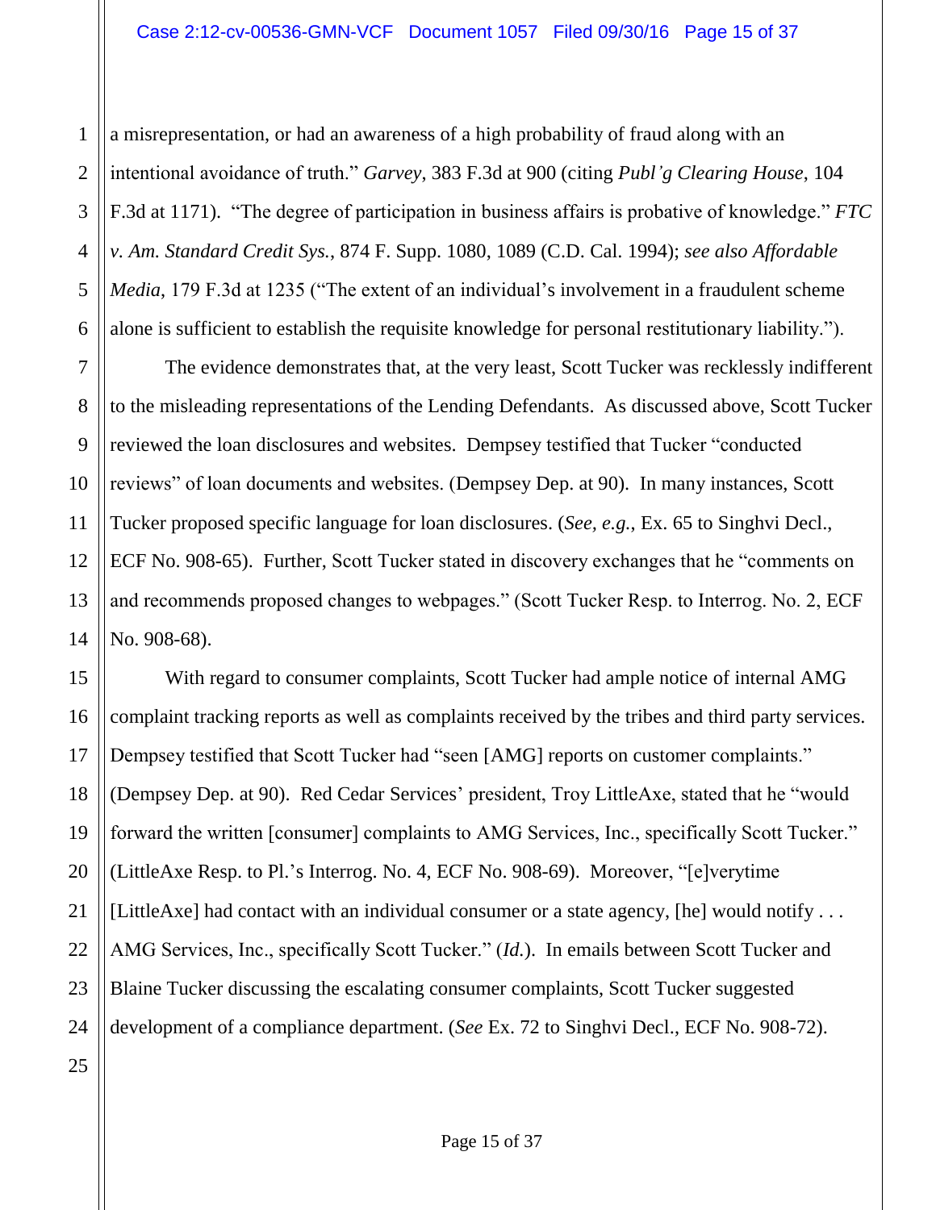a misrepresentation, or had an awareness of a high probability of fraud along with an intentional avoidance of truth." *Garvey*, 383 F.3d at 900 (citing *Publ'g Clearing House*, 104 F.3d at 1171). "The degree of participation in business affairs is probative of knowledge." *FTC v. Am. Standard Credit Sys.*, 874 F. Supp. 1080, 1089 (C.D. Cal. 1994); *see also Affordable Media*, 179 F.3d at 1235 ("The extent of an individual's involvement in a fraudulent scheme alone is sufficient to establish the requisite knowledge for personal restitutionary liability.").

The evidence demonstrates that, at the very least, Scott Tucker was recklessly indifferent to the misleading representations of the Lending Defendants. As discussed above, Scott Tucker reviewed the loan disclosures and websites. Dempsey testified that Tucker "conducted reviews" of loan documents and websites. (Dempsey Dep. at 90). In many instances, Scott Tucker proposed specific language for loan disclosures. (*See, e.g.*, Ex. 65 to Singhvi Decl., ECF No. 908-65). Further, Scott Tucker stated in discovery exchanges that he "comments on and recommends proposed changes to webpages." (Scott Tucker Resp. to Interrog. No. 2, ECF No. 908-68).

With regard to consumer complaints, Scott Tucker had ample notice of internal AMG complaint tracking reports as well as complaints received by the tribes and third party services. Dempsey testified that Scott Tucker had "seen [AMG] reports on customer complaints." (Dempsey Dep. at 90). Red Cedar Services' president, Troy LittleAxe, stated that he "would forward the written [consumer] complaints to AMG Services, Inc., specifically Scott Tucker." (LittleAxe Resp. to Pl.'s Interrog. No. 4, ECF No. 908-69). Moreover, "[e]verytime [LittleAxe] had contact with an individual consumer or a state agency, [he] would notify . . . AMG Services, Inc., specifically Scott Tucker." (*Id.*). In emails between Scott Tucker and Blaine Tucker discussing the escalating consumer complaints, Scott Tucker suggested development of a compliance department. (*See* Ex. 72 to Singhvi Decl., ECF No. 908-72).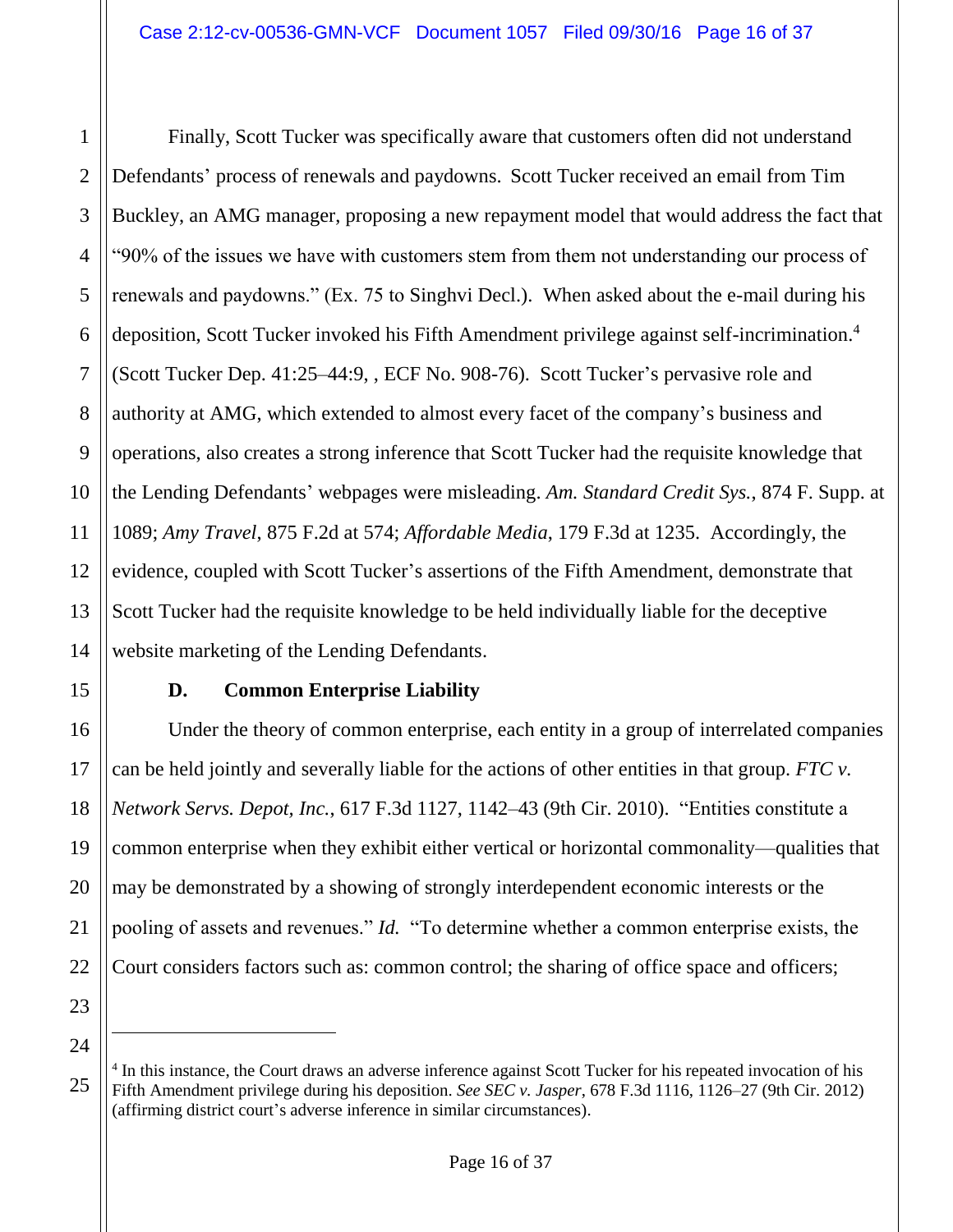Finally, Scott Tucker was specifically aware that customers often did not understand Defendants' process of renewals and paydowns. Scott Tucker received an email from Tim Buckley, an AMG manager, proposing a new repayment model that would address the fact that "90% of the issues we have with customers stem from them not understanding our process of renewals and paydowns." (Ex. 75 to Singhvi Decl.). When asked about the e-mail during his deposition, Scott Tucker invoked his Fifth Amendment privilege against self-incrimination.[4] (Scott Tucker Dep. 41:25–44:9, , ECF No. 908-76). Scott Tucker's pervasive role and authority at AMG, which extended to almost every facet of the company's business and operations, also creates a strong inference that Scott Tucker had the requisite knowledge that the Lending Defendants' webpages were misleading. *Am. Standard Credit Sys.*, 874 F. Supp. at 1089; *Amy Travel*, 875 F.2d at 574; *Affordable Media*, 179 F.3d at 1235. Accordingly, the evidence, coupled with Scott Tucker's assertions of the Fifth Amendment, demonstrate that Scott Tucker had the requisite knowledge to be held individually liable for the deceptive website marketing of the Lending Defendants.

### D. Common Enterprise Liability

Under the theory of common enterprise, each entity in a group of interrelated companies can be held jointly and severally liable for the actions of other entities in that group. *FTC v. Network Servs. Depot, Inc.*, 617 F.3d 1127, 1142–43 (9th Cir. 2010). "Entities constitute a common enterprise when they exhibit either vertical or horizontal commonality—qualities that may be demonstrated by a showing of strongly interdependent economic interests or the pooling of assets and revenues." *Id.* "To determine whether a common enterprise exists, the Court considers factors such as: common control; the sharing of office space and officers;

---

[4] In this instance, the Court draws an adverse inference against Scott Tucker for his repeated invocation of his Fifth Amendment privilege during his deposition. *See SEC v. Jasper*, 678 F.3d 1116, 1126–27 (9th Cir. 2012) (affirming district court's adverse inference in similar circumstances).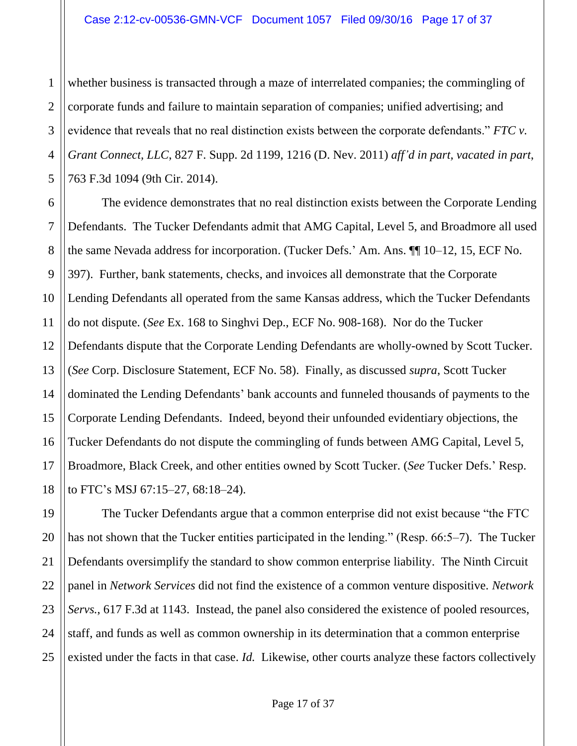whether business is transacted through a maze of interrelated companies; the commingling of corporate funds and failure to maintain separation of companies; unified advertising; and evidence that reveals that no real distinction exists between the corporate defendants." *FTC v. Grant Connect, LLC*, 827 F. Supp. 2d 1199, 1216 (D. Nev. 2011) *aff'd in part, vacated in part*, 763 F.3d 1094 (9th Cir. 2014).

The evidence demonstrates that no real distinction exists between the Corporate Lending Defendants. The Tucker Defendants admit that AMG Capital, Level 5, and Broadmore all used the same Nevada address for incorporation. (Tucker Defs.' Am. Ans. ¶¶ 10–12, 15, ECF No. 397). Further, bank statements, checks, and invoices all demonstrate that the Corporate Lending Defendants all operated from the same Kansas address, which the Tucker Defendants do not dispute. (*See* Ex. 168 to Singhvi Dep., ECF No. 908-168). Nor do the Tucker Defendants dispute that the Corporate Lending Defendants are wholly-owned by Scott Tucker. (*See* Corp. Disclosure Statement, ECF No. 58). Finally, as discussed *supra*, Scott Tucker dominated the Lending Defendants' bank accounts and funneled thousands of payments to the Corporate Lending Defendants. Indeed, beyond their unfounded evidentiary objections, the Tucker Defendants do not dispute the commingling of funds between AMG Capital, Level 5, Broadmore, Black Creek, and other entities owned by Scott Tucker. (*See* Tucker Defs.' Resp. to FTC's MSJ 67:15–27, 68:18–24).

The Tucker Defendants argue that a common enterprise did not exist because "the FTC has not shown that the Tucker entities participated in the lending." (Resp. 66:5–7). The Tucker Defendants oversimplify the standard to show common enterprise liability. The Ninth Circuit panel in *Network Services* did not find the existence of a common venture dispositive. *Network Servs.*, 617 F.3d at 1143. Instead, the panel also considered the existence of pooled resources, staff, and funds as well as common ownership in its determination that a common enterprise existed under the facts in that case. *Id.* Likewise, other courts analyze these factors collectively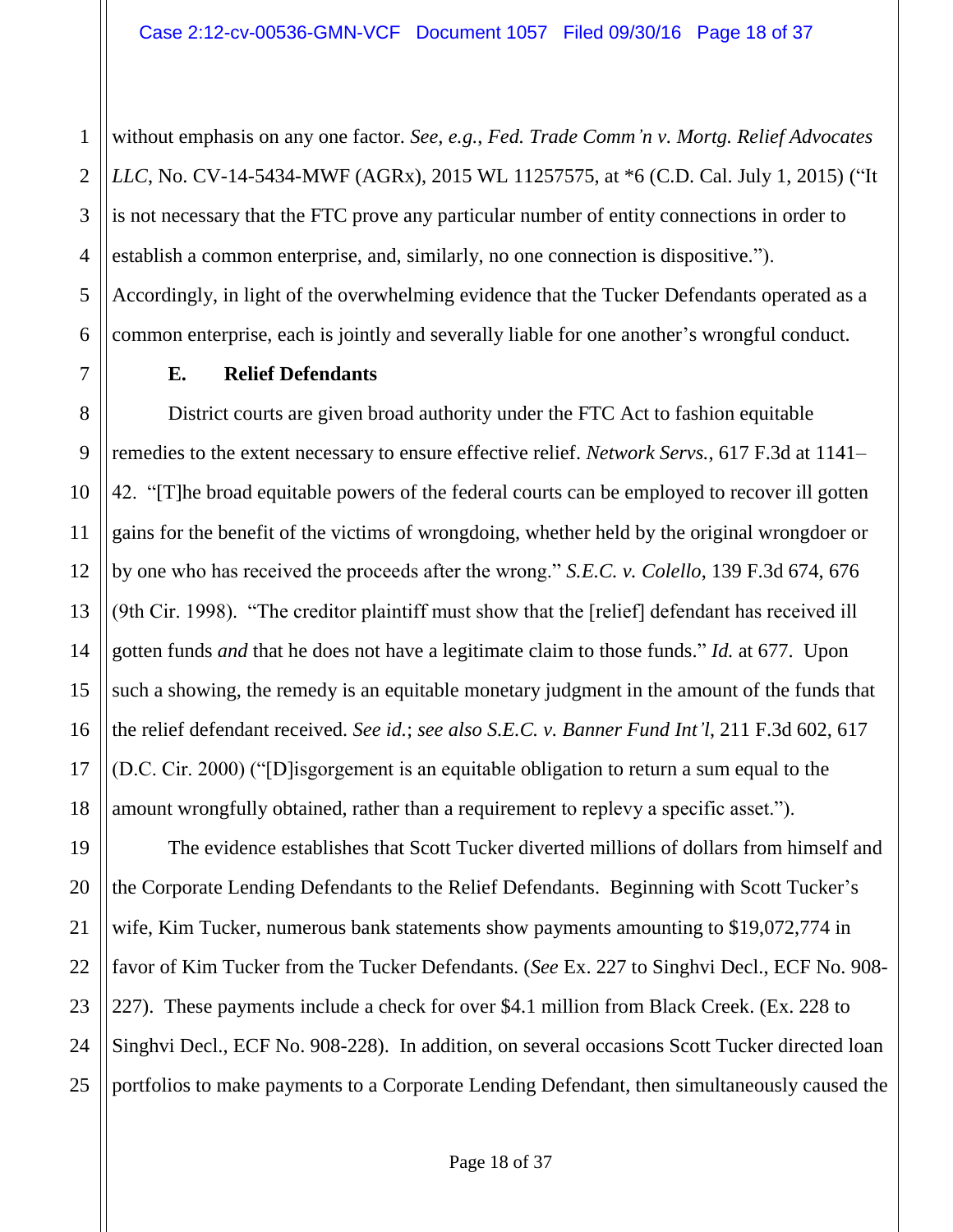without emphasis on any one factor. *See, e.g.*, *Fed. Trade Comm'n v. Mortg. Relief Advocates LLC*, No. CV-14-5434-MWF (AGRx), 2015 WL 11257575, at *6 (C.D. Cal. July 1, 2015) ("It is not necessary that the FTC prove any particular number of entity connections in order to establish a common enterprise, and, similarly, no one connection is dispositive."). Accordingly, in light of the overwhelming evidence that the Tucker Defendants operated as a common enterprise, each is jointly and severally liable for one another's wrongful conduct.

### E. Relief Defendants

District courts are given broad authority under the FTC Act to fashion equitable remedies to the extent necessary to ensure effective relief. *Network Servs.*, 617 F.3d at 1141–42. "[T]he broad equitable powers of the federal courts can be employed to recover ill gotten gains for the benefit of the victims of wrongdoing, whether held by the original wrongdoer or by one who has received the proceeds after the wrong." *S.E.C. v. Colello*, 139 F.3d 674, 676 (9th Cir. 1998). "The creditor plaintiff must show that the [relief] defendant has received ill gotten funds *and* that he does not have a legitimate claim to those funds." *Id.* at 677. Upon such a showing, the remedy is an equitable monetary judgment in the amount of the funds that the relief defendant received. *See id.*; *see also S.E.C. v. Banner Fund Int'l*, 211 F.3d 602, 617 (D.C. Cir. 2000) ("[D]isgorgement is an equitable obligation to return a sum equal to the amount wrongfully obtained, rather than a requirement to replevy a specific asset.").

The evidence establishes that Scott Tucker diverted millions of dollars from himself and the Corporate Lending Defendants to the Relief Defendants. Beginning with Scott Tucker's wife, Kim Tucker, numerous bank statements show payments amounting to $19,072,774 in favor of Kim Tucker from the Tucker Defendants. (*See* Ex. 227 to Singhvi Decl., ECF No. 908-227). These payments include a check for over $4.1 million from Black Creek. (Ex. 228 to Singhvi Decl., ECF No. 908-228). In addition, on several occasions Scott Tucker directed loan portfolios to make payments to a Corporate Lending Defendant, then simultaneously caused the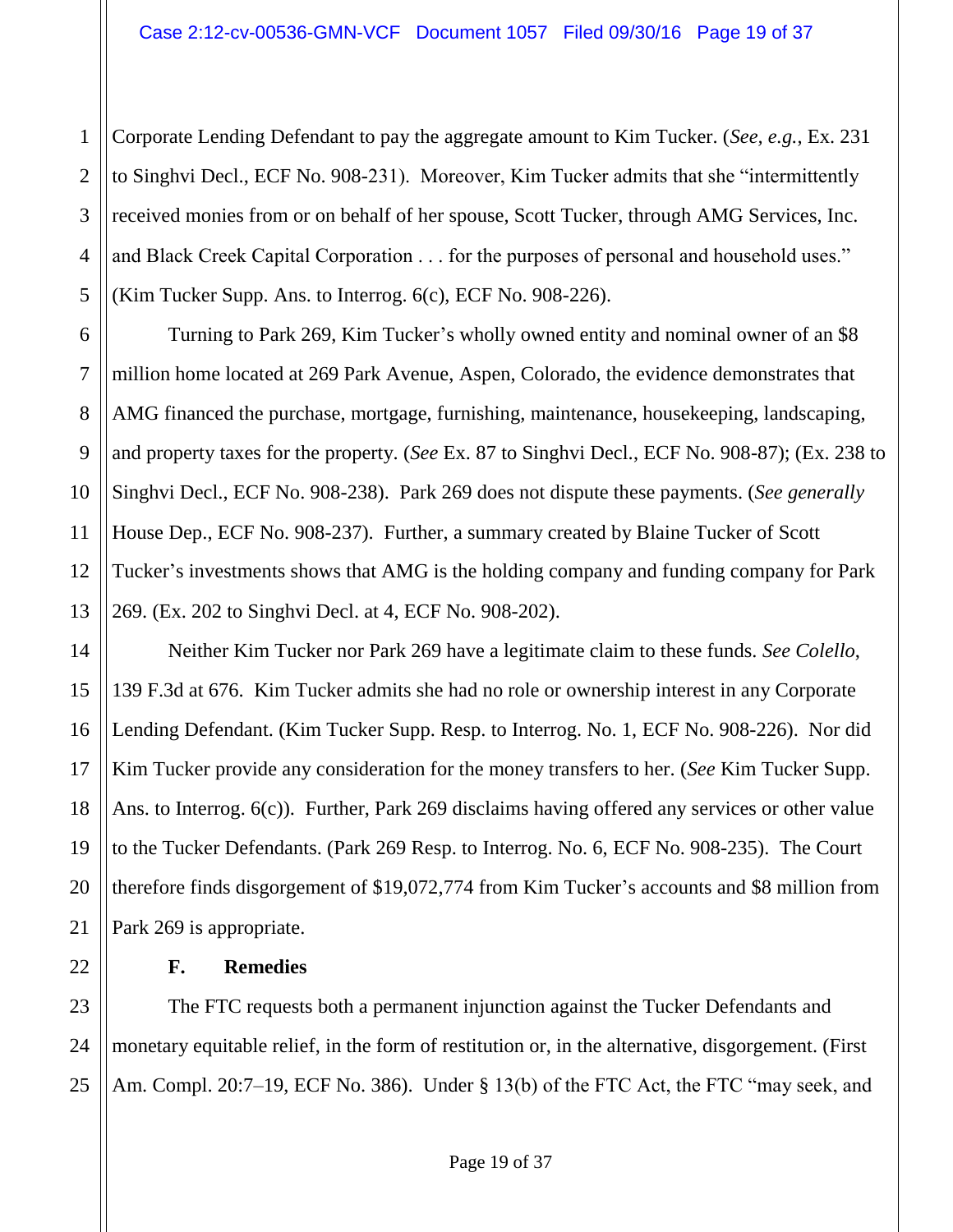Corporate Lending Defendant to pay the aggregate amount to Kim Tucker. (*See, e.g.*, Ex. 231 to Singhvi Decl., ECF No. 908-231). Moreover, Kim Tucker admits that she "intermittently received monies from or on behalf of her spouse, Scott Tucker, through AMG Services, Inc. and Black Creek Capital Corporation . . . for the purposes of personal and household uses." (Kim Tucker Supp. Ans. to Interrog. 6(c), ECF No. 908-226).

Turning to Park 269, Kim Tucker's wholly owned entity and nominal owner of an $8 million home located at 269 Park Avenue, Aspen, Colorado, the evidence demonstrates that AMG financed the purchase, mortgage, furnishing, maintenance, housekeeping, landscaping, and property taxes for the property. (*See* Ex. 87 to Singhvi Decl., ECF No. 908-87); (Ex. 238 to Singhvi Decl., ECF No. 908-238). Park 269 does not dispute these payments. (*See generally* House Dep., ECF No. 908-237). Further, a summary created by Blaine Tucker of Scott Tucker's investments shows that AMG is the holding company and funding company for Park 269. (Ex. 202 to Singhvi Decl. at 4, ECF No. 908-202).

Neither Kim Tucker nor Park 269 have a legitimate claim to these funds. *See Colello*, 139 F.3d at 676. Kim Tucker admits she had no role or ownership interest in any Corporate Lending Defendant. (Kim Tucker Supp. Resp. to Interrog. No. 1, ECF No. 908-226). Nor did Kim Tucker provide any consideration for the money transfers to her. (*See* Kim Tucker Supp. Ans. to Interrog. 6(c)). Further, Park 269 disclaims having offered any services or other value to the Tucker Defendants. (Park 269 Resp. to Interrog. No. 6, ECF No. 908-235). The Court therefore finds disgorgement of $19,072,774 from Kim Tucker's accounts and $8 million from Park 269 is appropriate.

### F. Remedies

The FTC requests both a permanent injunction against the Tucker Defendants and monetary equitable relief, in the form of restitution or, in the alternative, disgorgement. (First Am. Compl. 20:7–19, ECF No. 386). Under § 13(b) of the FTC Act, the FTC "may seek, and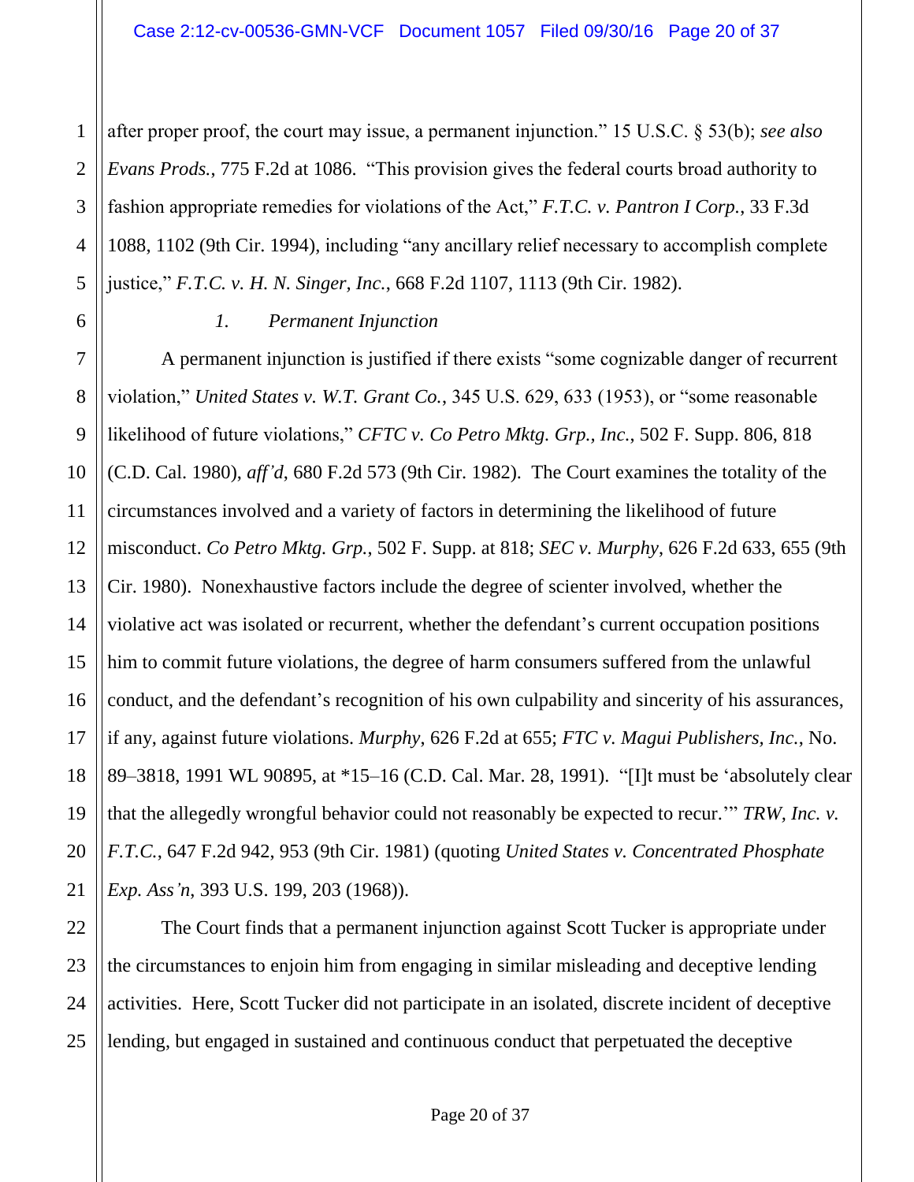after proper proof, the court may issue, a permanent injunction." 15 U.S.C. § 53(b); *see also* *Evans Prods.*, 775 F.2d at 1086. "This provision gives the federal courts broad authority to fashion appropriate remedies for violations of the Act," *F.T.C. v. Pantron I Corp.*, 33 F.3d 1088, 1102 (9th Cir. 1994), including "any ancillary relief necessary to accomplish complete justice," *F.T.C. v. H. N. Singer, Inc.*, 668 F.2d 1107, 1113 (9th Cir. 1982).

*1. Permanent Injunction*

A permanent injunction is justified if there exists "some cognizable danger of recurrent violation," *United States v. W.T. Grant Co.*, 345 U.S. 629, 633 (1953), or "some reasonable likelihood of future violations," *CFTC v. Co Petro Mktg. Grp., Inc.*, 502 F. Supp. 806, 818 (C.D. Cal. 1980), *aff'd*, 680 F.2d 573 (9th Cir. 1982). The Court examines the totality of the circumstances involved and a variety of factors in determining the likelihood of future misconduct. *Co Petro Mktg. Grp.*, 502 F. Supp. at 818; *SEC v. Murphy*, 626 F.2d 633, 655 (9th Cir. 1980). Nonexhaustive factors include the degree of scienter involved, whether the violative act was isolated or recurrent, whether the defendant's current occupation positions him to commit future violations, the degree of harm consumers suffered from the unlawful conduct, and the defendant's recognition of his own culpability and sincerity of his assurances, if any, against future violations. *Murphy*, 626 F.2d at 655; *FTC v. Magui Publishers, Inc.*, No. 89–3818, 1991 WL 90895, at *15–16 (C.D. Cal. Mar. 28, 1991). "[I]t must be 'absolutely clear that the allegedly wrongful behavior could not reasonably be expected to recur.'" *TRW, Inc. v. F.T.C.*, 647 F.2d 942, 953 (9th Cir. 1981) (quoting *United States v. Concentrated Phosphate Exp. Ass'n*, 393 U.S. 199, 203 (1968)).

The Court finds that a permanent injunction against Scott Tucker is appropriate under the circumstances to enjoin him from engaging in similar misleading and deceptive lending activities. Here, Scott Tucker did not participate in an isolated, discrete incident of deceptive lending, but engaged in sustained and continuous conduct that perpetuated the deceptive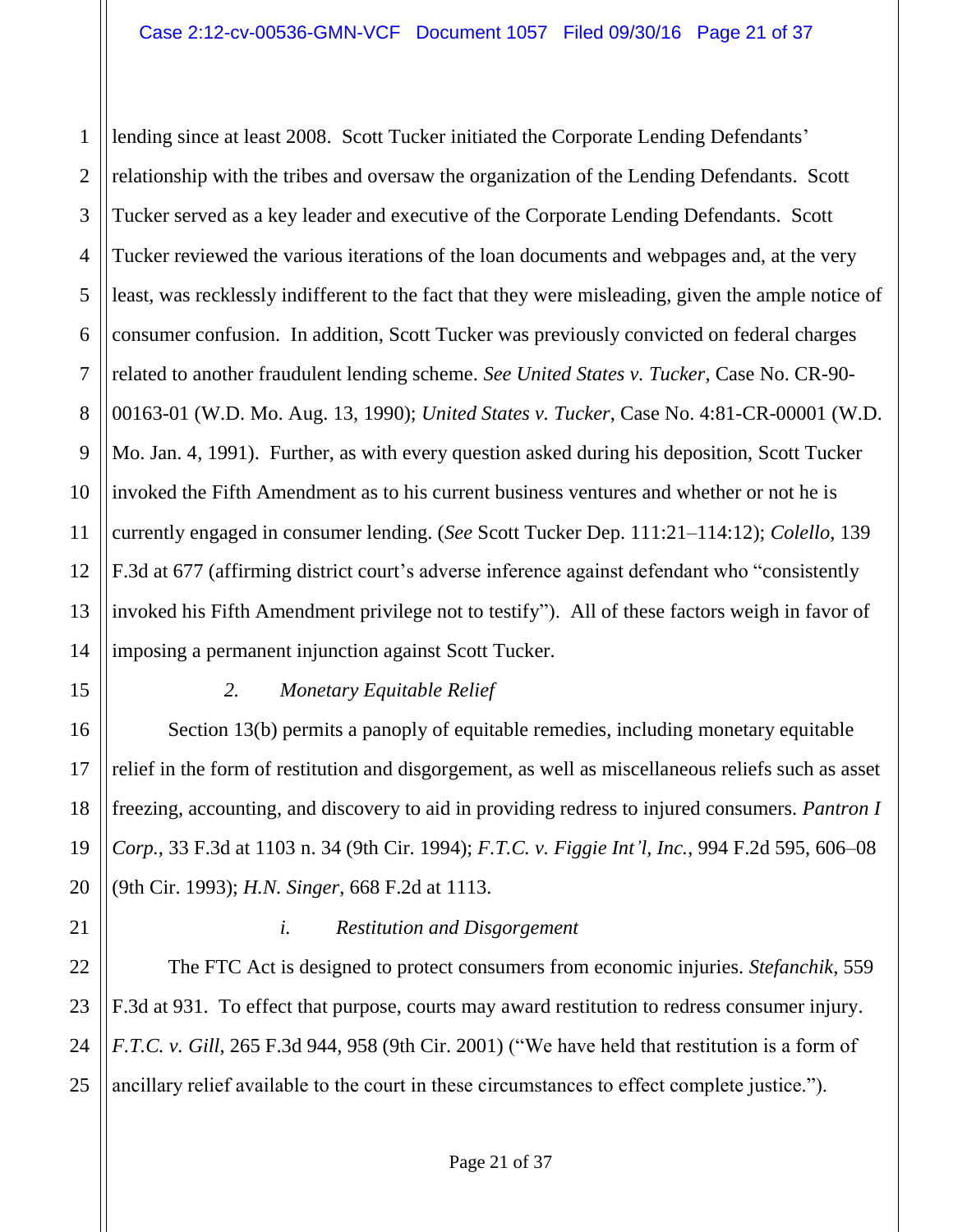lending since at least 2008. Scott Tucker initiated the Corporate Lending Defendants' relationship with the tribes and oversaw the organization of the Lending Defendants. Scott Tucker served as a key leader and executive of the Corporate Lending Defendants. Scott Tucker reviewed the various iterations of the loan documents and webpages and, at the very least, was recklessly indifferent to the fact that they were misleading, given the ample notice of consumer confusion. In addition, Scott Tucker was previously convicted on federal charges related to another fraudulent lending scheme. *See United States v. Tucker*, Case No. CR-90-00163-01 (W.D. Mo. Aug. 13, 1990); *United States v. Tucker*, Case No. 4:81-CR-00001 (W.D. Mo. Jan. 4, 1991). Further, as with every question asked during his deposition, Scott Tucker invoked the Fifth Amendment as to his current business ventures and whether or not he is currently engaged in consumer lending. (*See* Scott Tucker Dep. 111:21–114:12); *Colello*, 139 F.3d at 677 (affirming district court's adverse inference against defendant who "consistently invoked his Fifth Amendment privilege not to testify"). All of these factors weigh in favor of imposing a permanent injunction against Scott Tucker.

*2. Monetary Equitable Relief*

Section 13(b) permits a panoply of equitable remedies, including monetary equitable relief in the form of restitution and disgorgement, as well as miscellaneous reliefs such as asset freezing, accounting, and discovery to aid in providing redress to injured consumers. *Pantron I Corp.*, 33 F.3d at 1103 n. 34 (9th Cir. 1994); *F.T.C. v. Figgie Int'l, Inc.*, 994 F.2d 595, 606–08 (9th Cir. 1993); *H.N. Singer*, 668 F.2d at 1113.

*i. Restitution and Disgorgement*

The FTC Act is designed to protect consumers from economic injuries. *Stefanchik*, 559 F.3d at 931. To effect that purpose, courts may award restitution to redress consumer injury. *F.T.C. v. Gill*, 265 F.3d 944, 958 (9th Cir. 2001) ("We have held that restitution is a form of ancillary relief available to the court in these circumstances to effect complete justice.").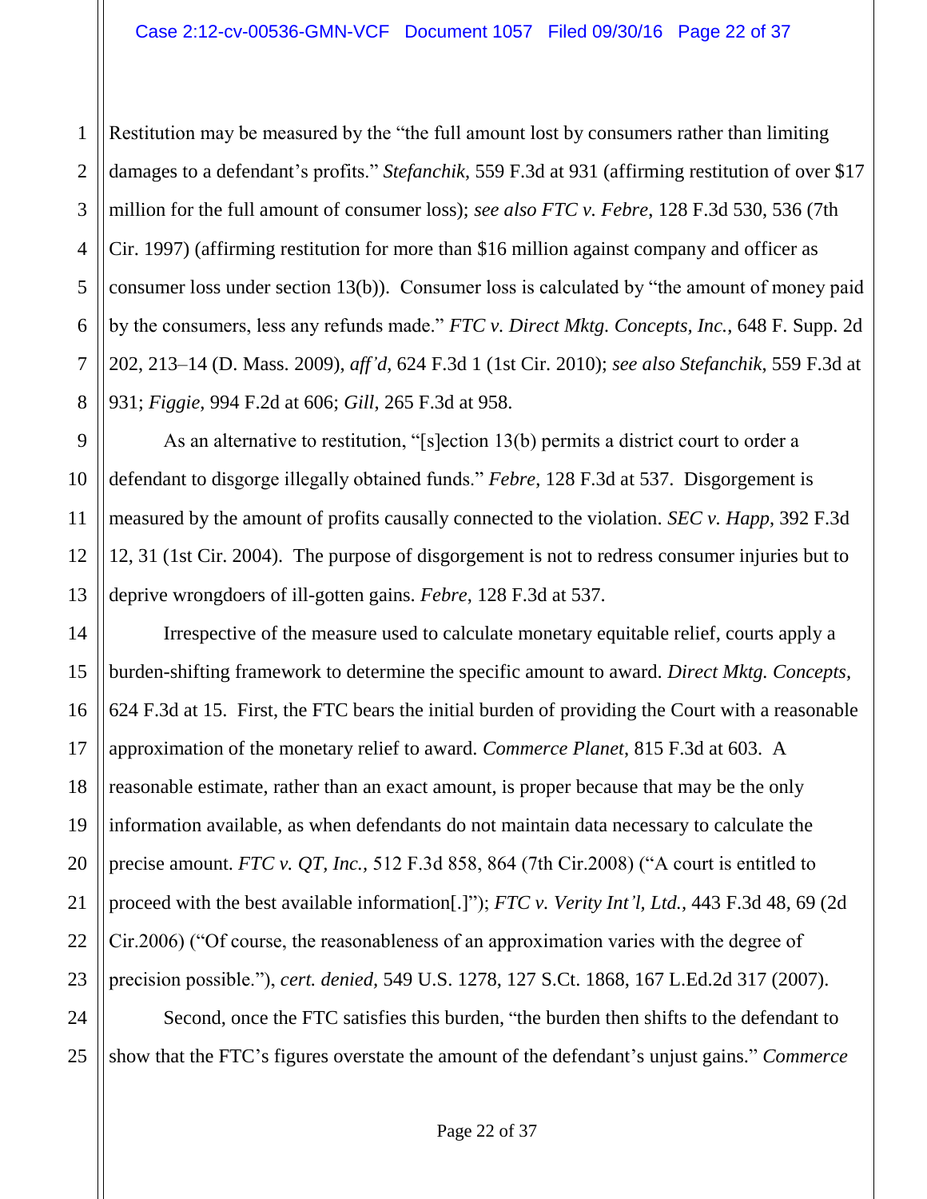Restitution may be measured by the "the full amount lost by consumers rather than limiting damages to a defendant's profits." *Stefanchik*, 559 F.3d at 931 (affirming restitution of over $17 million for the full amount of consumer loss); *see also FTC v. Febre*, 128 F.3d 530, 536 (7th Cir. 1997) (affirming restitution for more than $16 million against company and officer as consumer loss under section 13(b)). Consumer loss is calculated by "the amount of money paid by the consumers, less any refunds made." *FTC v. Direct Mktg. Concepts, Inc.*, 648 F. Supp. 2d 202, 213–14 (D. Mass. 2009), *aff'd*, 624 F.3d 1 (1st Cir. 2010); *see also Stefanchik*, 559 F.3d at 931; *Figgie*, 994 F.2d at 606; *Gill*, 265 F.3d at 958.

As an alternative to restitution, "[s]ection 13(b) permits a district court to order a defendant to disgorge illegally obtained funds." *Febre*, 128 F.3d at 537. Disgorgement is measured by the amount of profits causally connected to the violation. *SEC v. Happ*, 392 F.3d 12, 31 (1st Cir. 2004). The purpose of disgorgement is not to redress consumer injuries but to deprive wrongdoers of ill-gotten gains. *Febre*, 128 F.3d at 537.

Irrespective of the measure used to calculate monetary equitable relief, courts apply a burden-shifting framework to determine the specific amount to award. *Direct Mktg. Concepts*, 624 F.3d at 15. First, the FTC bears the initial burden of providing the Court with a reasonable approximation of the monetary relief to award. *Commerce Planet*, 815 F.3d at 603. A reasonable estimate, rather than an exact amount, is proper because that may be the only information available, as when defendants do not maintain data necessary to calculate the precise amount. *FTC v. QT, Inc.*, 512 F.3d 858, 864 (7th Cir.2008) ("A court is entitled to proceed with the best available information[.]"); *FTC v. Verity Int'l, Ltd.*, 443 F.3d 48, 69 (2d Cir.2006) ("Of course, the reasonableness of an approximation varies with the degree of precision possible."), *cert. denied*, 549 U.S. 1278, 127 S.Ct. 1868, 167 L.Ed.2d 317 (2007).

Second, once the FTC satisfies this burden, "the burden then shifts to the defendant to show that the FTC's figures overstate the amount of the defendant's unjust gains." *Commerce*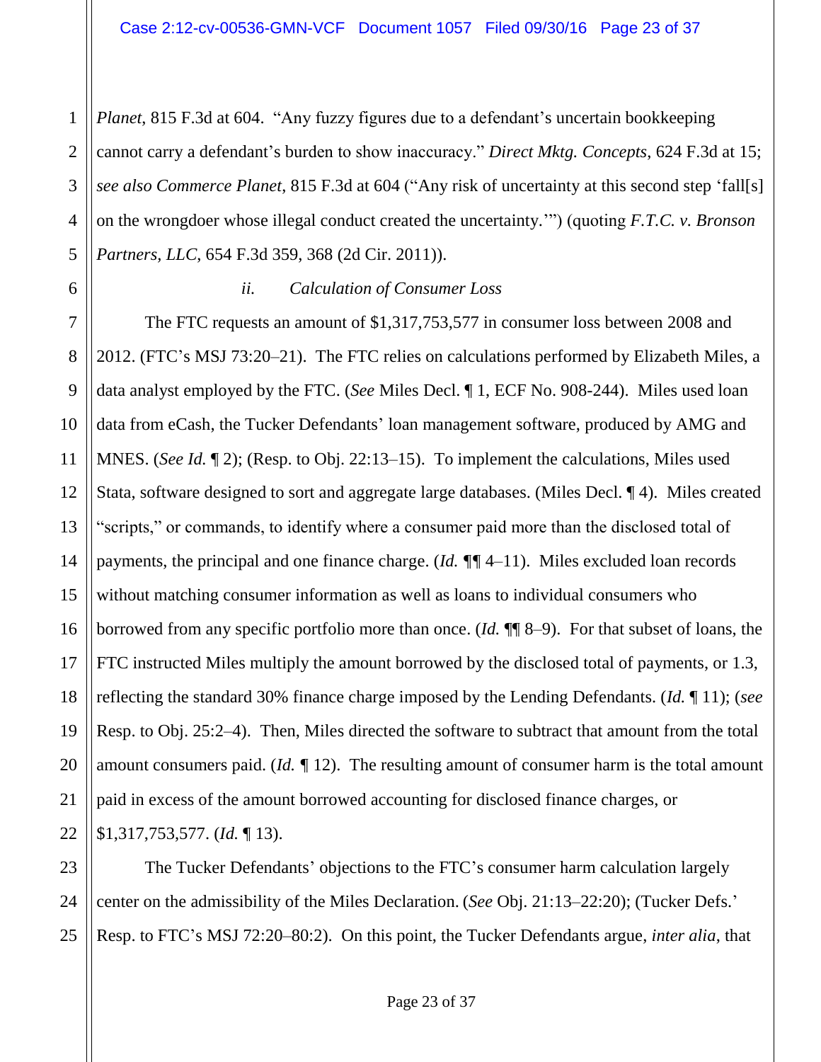*Planet*, 815 F.3d at 604. "Any fuzzy figures due to a defendant's uncertain bookkeeping cannot carry a defendant's burden to show inaccuracy." *Direct Mktg. Concepts*, 624 F.3d at 15; *see also Commerce Planet*, 815 F.3d at 604 ("Any risk of uncertainty at this second step 'fall[s] on the wrongdoer whose illegal conduct created the uncertainty.'") (quoting *F.T.C. v. Bronson Partners, LLC*, 654 F.3d 359, 368 (2d Cir. 2011)).

*ii. Calculation of Consumer Loss*

The FTC requests an amount of $1,317,753,577 in consumer loss between 2008 and 2012. (FTC's MSJ 73:20–21). The FTC relies on calculations performed by Elizabeth Miles, a data analyst employed by the FTC. (*See* Miles Decl. ¶ 1, ECF No. 908-244). Miles used loan data from eCash, the Tucker Defendants' loan management software, produced by AMG and MNES. (*See Id.* ¶ 2); (Resp. to Obj. 22:13–15). To implement the calculations, Miles used Stata, software designed to sort and aggregate large databases. (Miles Decl. ¶ 4). Miles created "scripts," or commands, to identify where a consumer paid more than the disclosed total of payments, the principal and one finance charge. (*Id.* ¶¶ 4–11). Miles excluded loan records without matching consumer information as well as loans to individual consumers who borrowed from any specific portfolio more than once. (*Id.* ¶¶ 8–9). For that subset of loans, the FTC instructed Miles multiply the amount borrowed by the disclosed total of payments, or 1.3, reflecting the standard 30% finance charge imposed by the Lending Defendants. (*Id.* ¶ 11); (*see* Resp. to Obj. 25:2–4). Then, Miles directed the software to subtract that amount from the total amount consumers paid. (*Id.* ¶ 12). The resulting amount of consumer harm is the total amount paid in excess of the amount borrowed accounting for disclosed finance charges, or $1,317,753,577. (*Id.* ¶ 13).

The Tucker Defendants' objections to the FTC's consumer harm calculation largely center on the admissibility of the Miles Declaration. (*See* Obj. 21:13–22:20); (Tucker Defs.' Resp. to FTC's MSJ 72:20–80:2). On this point, the Tucker Defendants argue, *inter alia*, that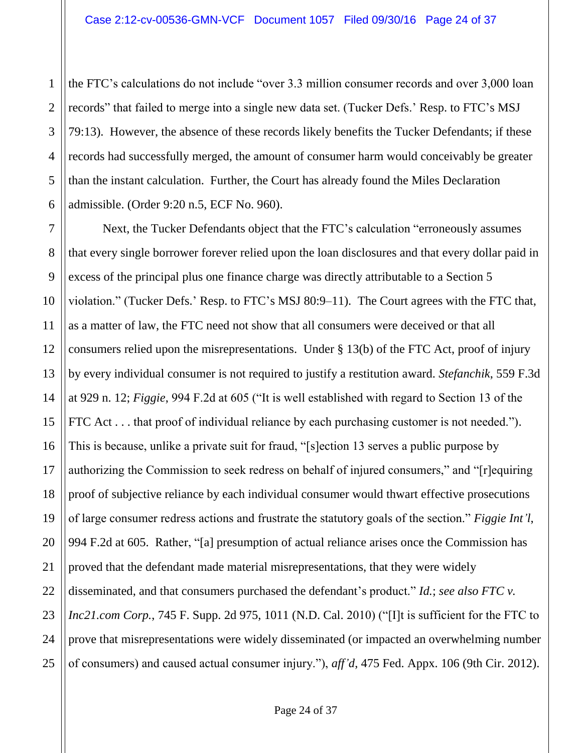the FTC's calculations do not include "over 3.3 million consumer records and over 3,000 loan records" that failed to merge into a single new data set. (Tucker Defs.' Resp. to FTC's MSJ 79:13). However, the absence of these records likely benefits the Tucker Defendants; if these records had successfully merged, the amount of consumer harm would conceivably be greater than the instant calculation. Further, the Court has already found the Miles Declaration admissible. (Order 9:20 n.5, ECF No. 960).

Next, the Tucker Defendants object that the FTC's calculation "erroneously assumes that every single borrower forever relied upon the loan disclosures and that every dollar paid in excess of the principal plus one finance charge was directly attributable to a Section 5 violation." (Tucker Defs.' Resp. to FTC's MSJ 80:9–11). The Court agrees with the FTC that, as a matter of law, the FTC need not show that all consumers were deceived or that all consumers relied upon the misrepresentations. Under § 13(b) of the FTC Act, proof of injury by every individual consumer is not required to justify a restitution award. *Stefanchik*, 559 F.3d at 929 n. 12; *Figgie*, 994 F.2d at 605 ("It is well established with regard to Section 13 of the FTC Act . . . that proof of individual reliance by each purchasing customer is not needed."). This is because, unlike a private suit for fraud, "[s]ection 13 serves a public purpose by authorizing the Commission to seek redress on behalf of injured consumers," and "[r]equiring proof of subjective reliance by each individual consumer would thwart effective prosecutions of large consumer redress actions and frustrate the statutory goals of the section." *Figgie Int'l*, 994 F.2d at 605. Rather, "[a] presumption of actual reliance arises once the Commission has proved that the defendant made material misrepresentations, that they were widely disseminated, and that consumers purchased the defendant's product." *Id.*; *see also FTC v. Inc21.com Corp.*, 745 F. Supp. 2d 975, 1011 (N.D. Cal. 2010) ("[I]t is sufficient for the FTC to prove that misrepresentations were widely disseminated (or impacted an overwhelming number of consumers) and caused actual consumer injury."), *aff'd*, 475 Fed. Appx. 106 (9th Cir. 2012).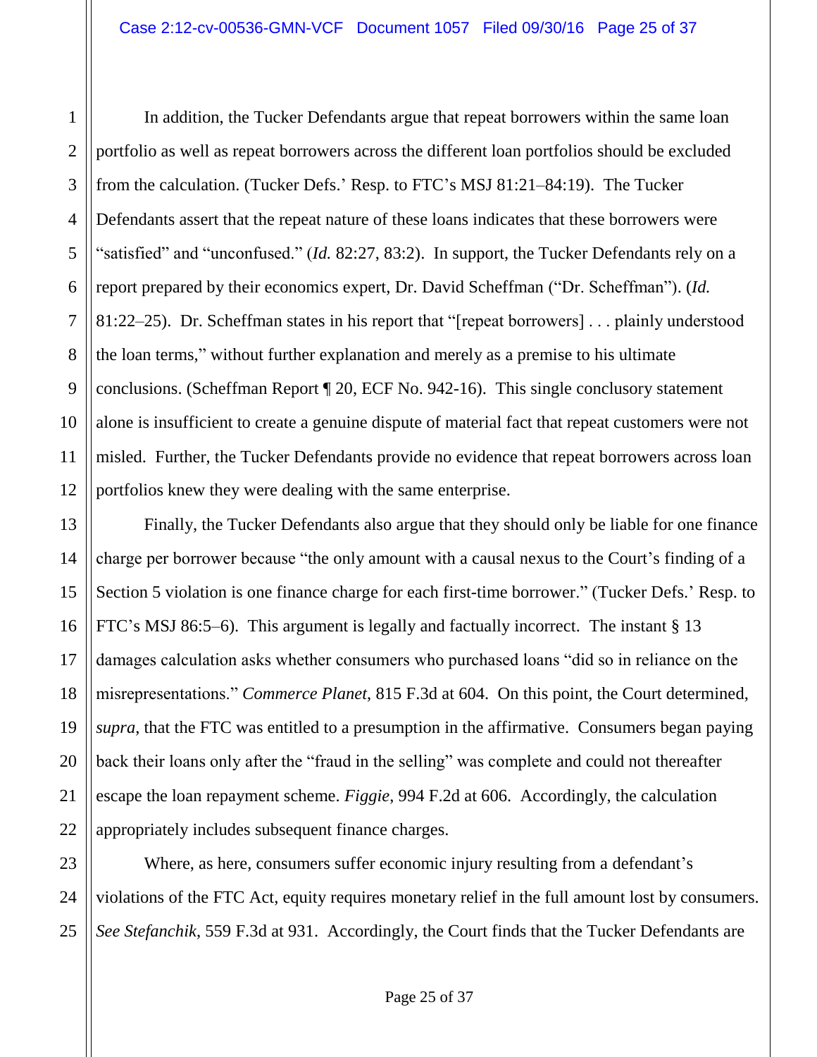In addition, the Tucker Defendants argue that repeat borrowers within the same loan portfolio as well as repeat borrowers across the different loan portfolios should be excluded from the calculation. (Tucker Defs.' Resp. to FTC's MSJ 81:21–84:19). The Tucker Defendants assert that the repeat nature of these loans indicates that these borrowers were "satisfied" and "unconfused." (*Id.* 82:27, 83:2). In support, the Tucker Defendants rely on a report prepared by their economics expert, Dr. David Scheffman ("Dr. Scheffman"). (*Id.* 81:22–25). Dr. Scheffman states in his report that "[repeat borrowers] . . . plainly understood the loan terms," without further explanation and merely as a premise to his ultimate conclusions. (Scheffman Report ¶ 20, ECF No. 942-16). This single conclusory statement alone is insufficient to create a genuine dispute of material fact that repeat customers were not misled. Further, the Tucker Defendants provide no evidence that repeat borrowers across loan portfolios knew they were dealing with the same enterprise.

Finally, the Tucker Defendants also argue that they should only be liable for one finance charge per borrower because "the only amount with a causal nexus to the Court's finding of a Section 5 violation is one finance charge for each first-time borrower." (Tucker Defs.' Resp. to FTC's MSJ 86:5–6). This argument is legally and factually incorrect. The instant § 13 damages calculation asks whether consumers who purchased loans "did so in reliance on the misrepresentations." *Commerce Planet*, 815 F.3d at 604. On this point, the Court determined, *supra*, that the FTC was entitled to a presumption in the affirmative. Consumers began paying back their loans only after the "fraud in the selling" was complete and could not thereafter escape the loan repayment scheme. *Figgie*, 994 F.2d at 606. Accordingly, the calculation appropriately includes subsequent finance charges.

Where, as here, consumers suffer economic injury resulting from a defendant's violations of the FTC Act, equity requires monetary relief in the full amount lost by consumers. *See Stefanchik*, 559 F.3d at 931. Accordingly, the Court finds that the Tucker Defendants are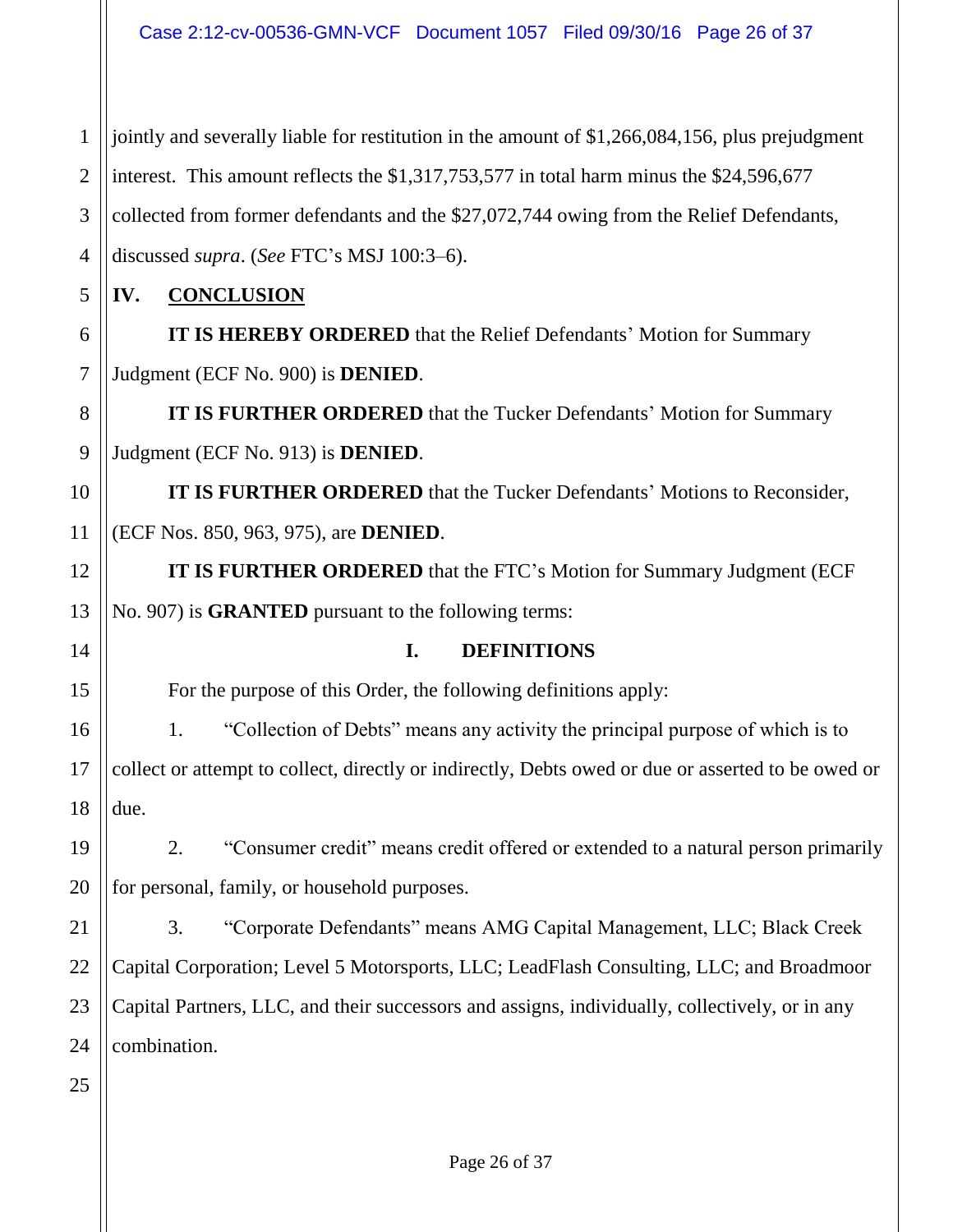jointly and severally liable for restitution in the amount of $1,266,084,156, plus prejudgment interest. This amount reflects the $1,317,753,577 in total harm minus the $24,596,677 collected from former defendants and the $27,072,744 owing from the Relief Defendants, discussed *supra*. (*See* FTC's MSJ 100:3–6).

## IV. CONCLUSION

**IT IS HEREBY ORDERED** that the Relief Defendants' Motion for Summary Judgment (ECF No. 900) is **DENIED**.

**IT IS FURTHER ORDERED** that the Tucker Defendants' Motion for Summary Judgment (ECF No. 913) is **DENIED**.

**IT IS FURTHER ORDERED** that the Tucker Defendants' Motions to Reconsider, (ECF Nos. 850, 963, 975), are **DENIED**.

**IT IS FURTHER ORDERED** that the FTC's Motion for Summary Judgment (ECF No. 907) is **GRANTED** pursuant to the following terms:

### I. DEFINITIONS

For the purpose of this Order, the following definitions apply:

1. "Collection of Debts" means any activity the principal purpose of which is to collect or attempt to collect, directly or indirectly, Debts owed or due or asserted to be owed or due.

2. "Consumer credit" means credit offered or extended to a natural person primarily for personal, family, or household purposes.

3. "Corporate Defendants" means AMG Capital Management, LLC; Black Creek Capital Corporation; Level 5 Motorsports, LLC; LeadFlash Consulting, LLC; and Broadmoor Capital Partners, LLC, and their successors and assigns, individually, collectively, or in any combination.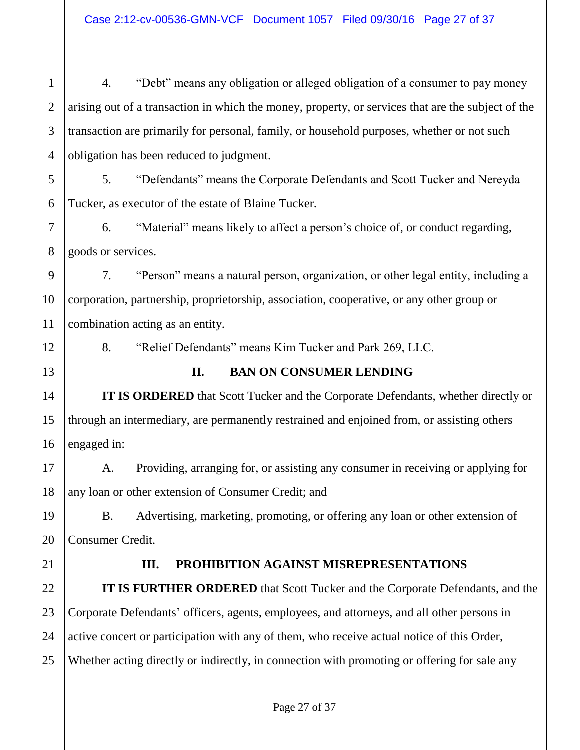4. "Debt" means any obligation or alleged obligation of a consumer to pay money arising out of a transaction in which the money, property, or services that are the subject of the transaction are primarily for personal, family, or household purposes, whether or not such obligation has been reduced to judgment.

5. "Defendants" means the Corporate Defendants and Scott Tucker and Nereyda Tucker, as executor of the estate of Blaine Tucker.

6. "Material" means likely to affect a person's choice of, or conduct regarding, goods or services.

7. "Person" means a natural person, organization, or other legal entity, including a corporation, partnership, proprietorship, association, cooperative, or any other group or combination acting as an entity.

8. "Relief Defendants" means Kim Tucker and Park 269, LLC.

## II. BAN ON CONSUMER LENDING

**IT IS ORDERED** that Scott Tucker and the Corporate Defendants, whether directly or through an intermediary, are permanently restrained and enjoined from, or assisting others engaged in:

A. Providing, arranging for, or assisting any consumer in receiving or applying for any loan or other extension of Consumer Credit; and

B. Advertising, marketing, promoting, or offering any loan or other extension of Consumer Credit.

## III. PROHIBITION AGAINST MISREPRESENTATIONS

**IT IS FURTHER ORDERED** that Scott Tucker and the Corporate Defendants, and the Corporate Defendants' officers, agents, employees, and attorneys, and all other persons in active concert or participation with any of them, who receive actual notice of this Order, Whether acting directly or indirectly, in connection with promoting or offering for sale any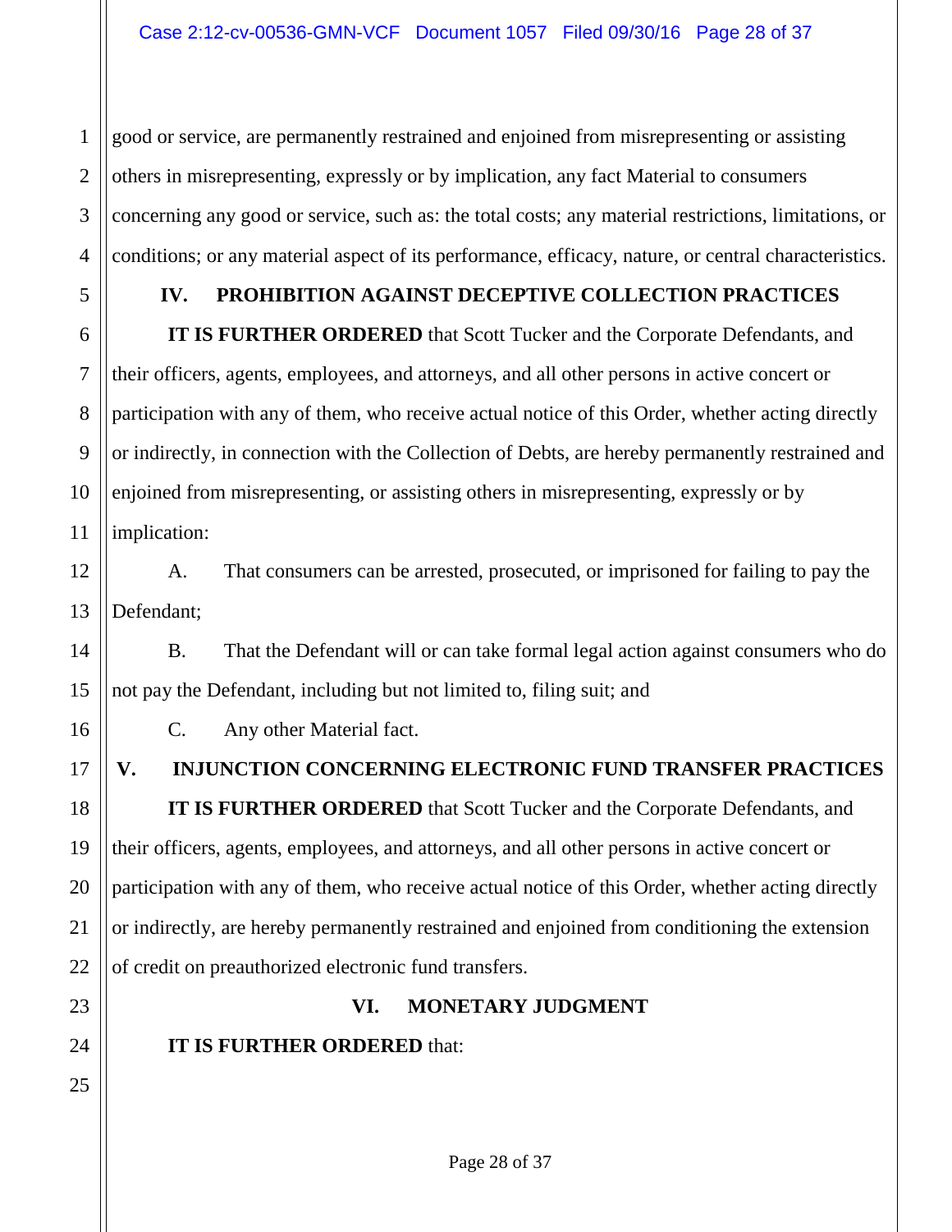good or service, are permanently restrained and enjoined from misrepresenting or assisting others in misrepresenting, expressly or by implication, any fact Material to consumers concerning any good or service, such as: the total costs; any material restrictions, limitations, or conditions; or any material aspect of its performance, efficacy, nature, or central characteristics.

## IV. PROHIBITION AGAINST DECEPTIVE COLLECTION PRACTICES

**IT IS FURTHER ORDERED** that Scott Tucker and the Corporate Defendants, and their officers, agents, employees, and attorneys, and all other persons in active concert or participation with any of them, who receive actual notice of this Order, whether acting directly or indirectly, in connection with the Collection of Debts, are hereby permanently restrained and enjoined from misrepresenting, or assisting others in misrepresenting, expressly or by implication:

A. That consumers can be arrested, prosecuted, or imprisoned for failing to pay the Defendant;

B. That the Defendant will or can take formal legal action against consumers who do not pay the Defendant, including but not limited to, filing suit; and

C. Any other Material fact.

## V. INJUNCTION CONCERNING ELECTRONIC FUND TRANSFER PRACTICES

**IT IS FURTHER ORDERED** that Scott Tucker and the Corporate Defendants, and their officers, agents, employees, and attorneys, and all other persons in active concert or participation with any of them, who receive actual notice of this Order, whether acting directly or indirectly, are hereby permanently restrained and enjoined from conditioning the extension of credit on preauthorized electronic fund transfers.

## VI. MONETARY JUDGMENT

**IT IS FURTHER ORDERED** that: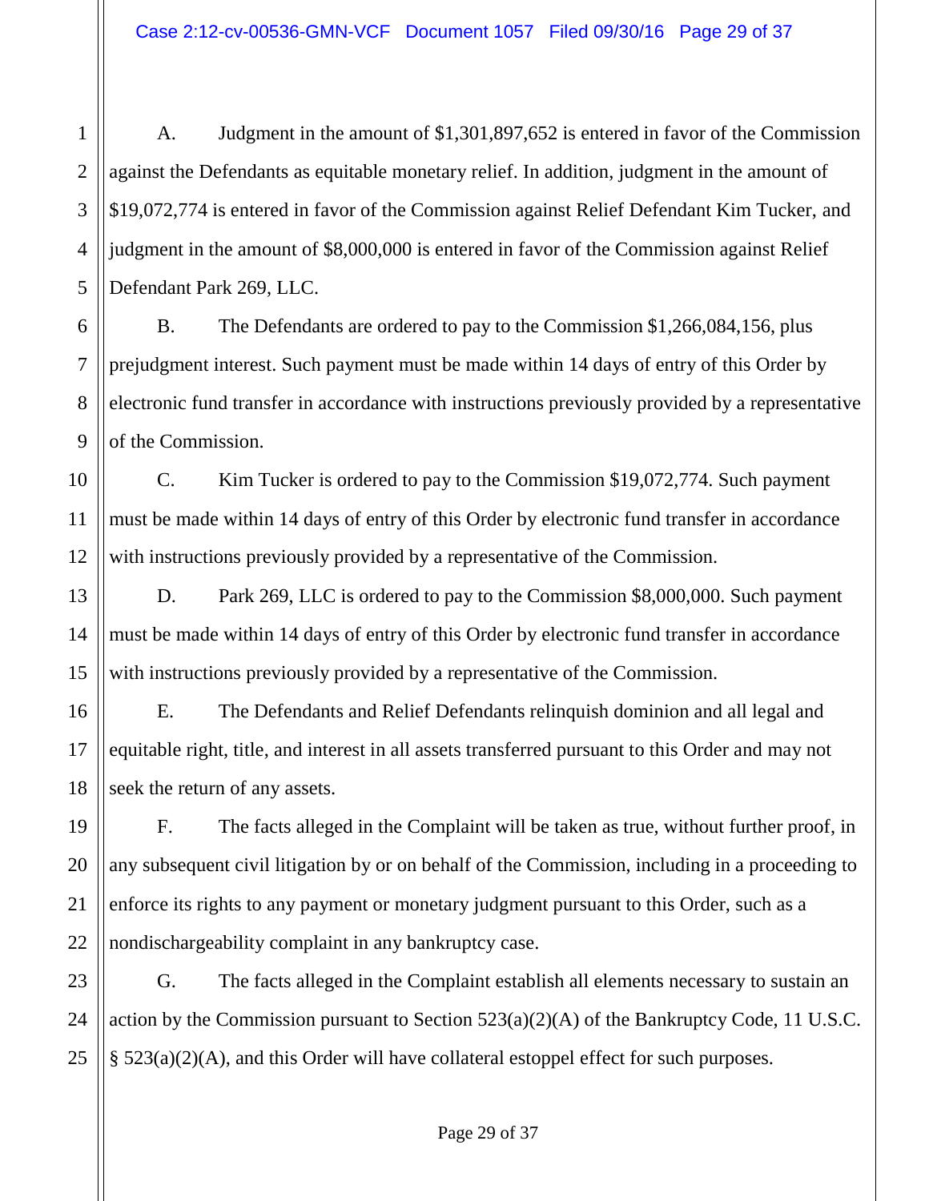A. Judgment in the amount of $1,301,897,652 is entered in favor of the Commission against the Defendants as equitable monetary relief. In addition, judgment in the amount of $19,072,774 is entered in favor of the Commission against Relief Defendant Kim Tucker, and judgment in the amount of $8,000,000 is entered in favor of the Commission against Relief Defendant Park 269, LLC.

B. The Defendants are ordered to pay to the Commission $1,266,084,156, plus prejudgment interest. Such payment must be made within 14 days of entry of this Order by electronic fund transfer in accordance with instructions previously provided by a representative of the Commission.

C. Kim Tucker is ordered to pay to the Commission $19,072,774. Such payment must be made within 14 days of entry of this Order by electronic fund transfer in accordance with instructions previously provided by a representative of the Commission.

D. Park 269, LLC is ordered to pay to the Commission $8,000,000. Such payment must be made within 14 days of entry of this Order by electronic fund transfer in accordance with instructions previously provided by a representative of the Commission.

E. The Defendants and Relief Defendants relinquish dominion and all legal and equitable right, title, and interest in all assets transferred pursuant to this Order and may not seek the return of any assets.

F. The facts alleged in the Complaint will be taken as true, without further proof, in any subsequent civil litigation by or on behalf of the Commission, including in a proceeding to enforce its rights to any payment or monetary judgment pursuant to this Order, such as a nondischargeability complaint in any bankruptcy case.

G. The facts alleged in the Complaint establish all elements necessary to sustain an action by the Commission pursuant to Section 523(a)(2)(A) of the Bankruptcy Code, 11 U.S.C. § 523(a)(2)(A), and this Order will have collateral estoppel effect for such purposes.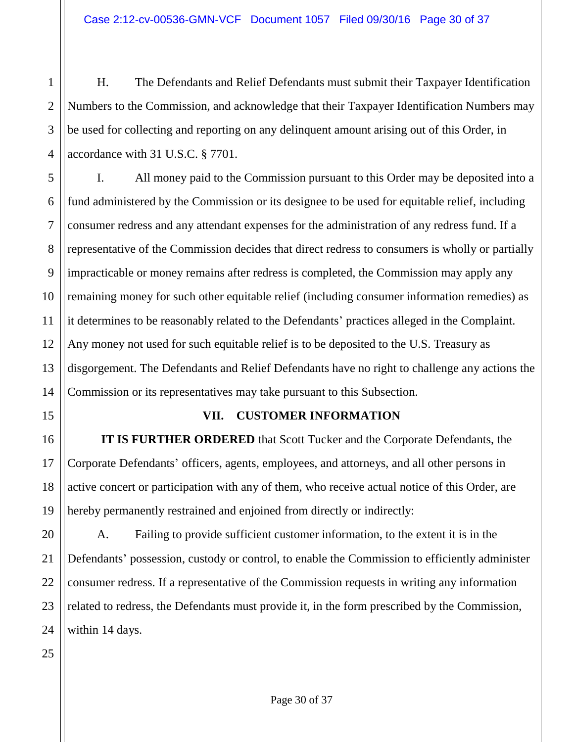H. The Defendants and Relief Defendants must submit their Taxpayer Identification Numbers to the Commission, and acknowledge that their Taxpayer Identification Numbers may be used for collecting and reporting on any delinquent amount arising out of this Order, in accordance with 31 U.S.C. § 7701.

I. All money paid to the Commission pursuant to this Order may be deposited into a fund administered by the Commission or its designee to be used for equitable relief, including consumer redress and any attendant expenses for the administration of any redress fund. If a representative of the Commission decides that direct redress to consumers is wholly or partially impracticable or money remains after redress is completed, the Commission may apply any remaining money for such other equitable relief (including consumer information remedies) as it determines to be reasonably related to the Defendants' practices alleged in the Complaint. Any money not used for such equitable relief is to be deposited to the U.S. Treasury as disgorgement. The Defendants and Relief Defendants have no right to challenge any actions the Commission or its representatives may take pursuant to this Subsection.

## VII. CUSTOMER INFORMATION

**IT IS FURTHER ORDERED** that Scott Tucker and the Corporate Defendants, the Corporate Defendants' officers, agents, employees, and attorneys, and all other persons in active concert or participation with any of them, who receive actual notice of this Order, are hereby permanently restrained and enjoined from directly or indirectly:

A. Failing to provide sufficient customer information, to the extent it is in the Defendants' possession, custody or control, to enable the Commission to efficiently administer consumer redress. If a representative of the Commission requests in writing any information related to redress, the Defendants must provide it, in the form prescribed by the Commission, within 14 days.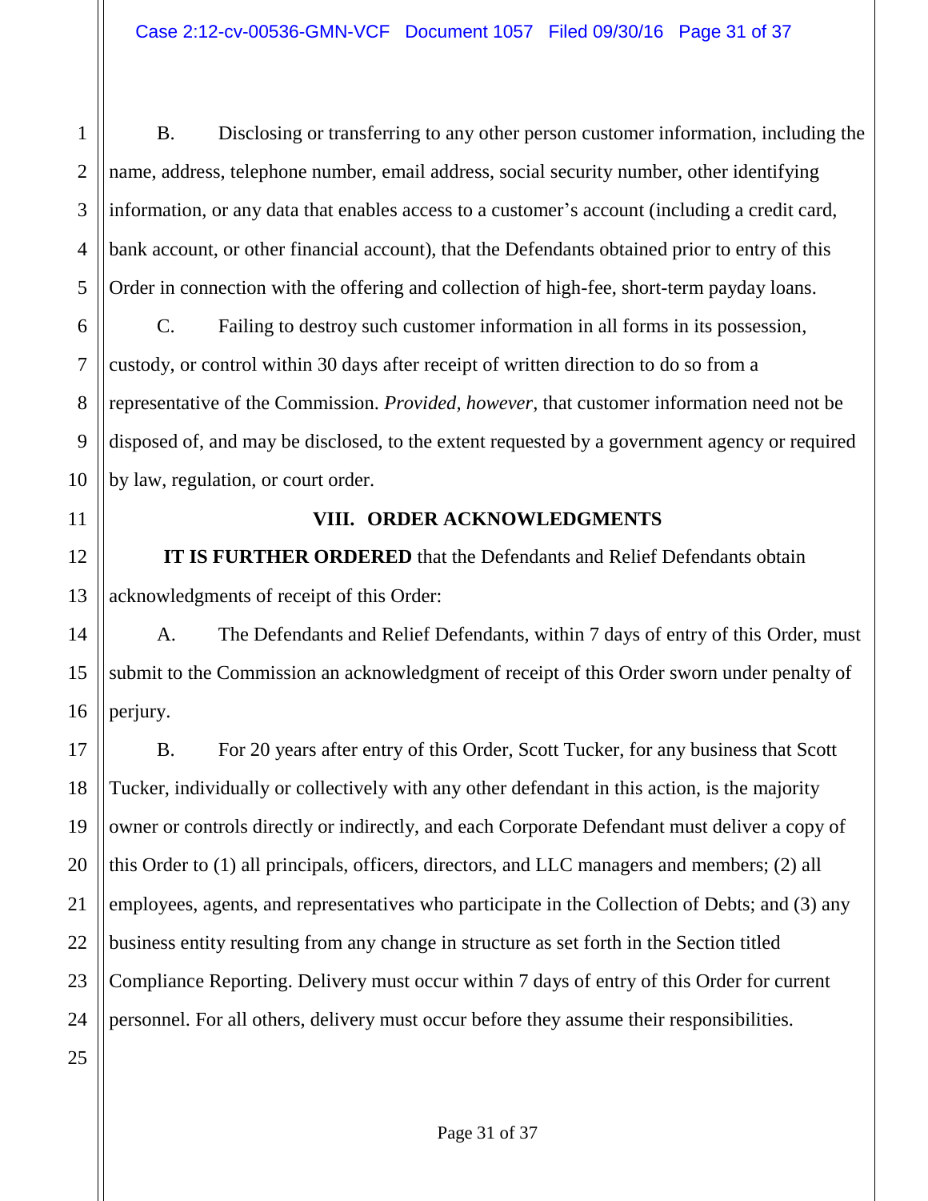B. Disclosing or transferring to any other person customer information, including the name, address, telephone number, email address, social security number, other identifying information, or any data that enables access to a customer's account (including a credit card, bank account, or other financial account), that the Defendants obtained prior to entry of this Order in connection with the offering and collection of high-fee, short-term payday loans.

C. Failing to destroy such customer information in all forms in its possession, custody, or control within 30 days after receipt of written direction to do so from a representative of the Commission. *Provided, however*, that customer information need not be disposed of, and may be disclosed, to the extent requested by a government agency or required by law, regulation, or court order.

## VIII. ORDER ACKNOWLEDGMENTS

**IT IS FURTHER ORDERED** that the Defendants and Relief Defendants obtain acknowledgments of receipt of this Order:

A. The Defendants and Relief Defendants, within 7 days of entry of this Order, must submit to the Commission an acknowledgment of receipt of this Order sworn under penalty of perjury.

B. For 20 years after entry of this Order, Scott Tucker, for any business that Scott Tucker, individually or collectively with any other defendant in this action, is the majority owner or controls directly or indirectly, and each Corporate Defendant must deliver a copy of this Order to (1) all principals, officers, directors, and LLC managers and members; (2) all employees, agents, and representatives who participate in the Collection of Debts; and (3) any business entity resulting from any change in structure as set forth in the Section titled Compliance Reporting. Delivery must occur within 7 days of entry of this Order for current personnel. For all others, delivery must occur before they assume their responsibilities.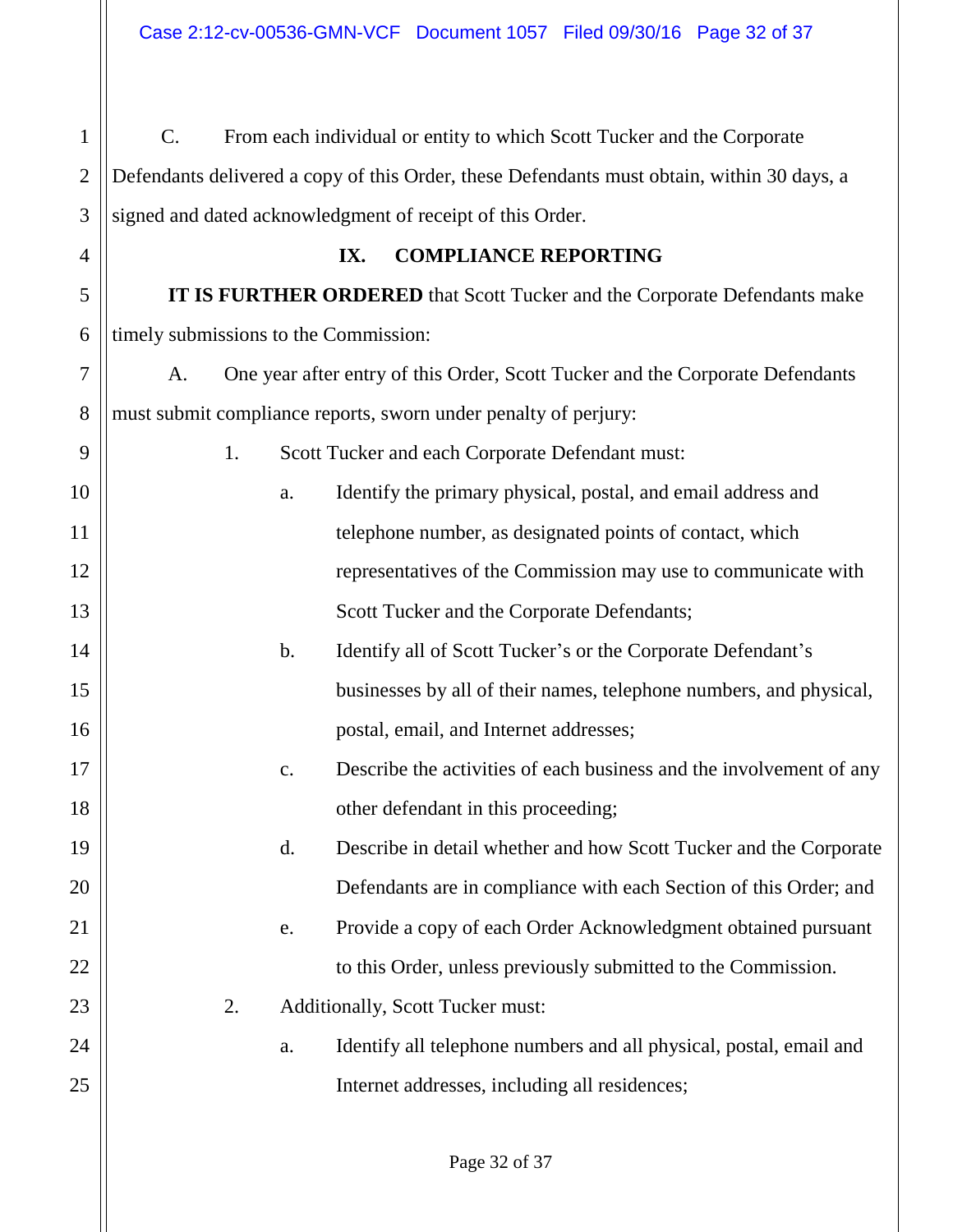C. From each individual or entity to which Scott Tucker and the Corporate Defendants delivered a copy of this Order, these Defendants must obtain, within 30 days, a signed and dated acknowledgment of receipt of this Order.

## IX. COMPLIANCE REPORTING

**IT IS FURTHER ORDERED** that Scott Tucker and the Corporate Defendants make timely submissions to the Commission:

A. One year after entry of this Order, Scott Tucker and the Corporate Defendants must submit compliance reports, sworn under penalty of perjury:

1. Scott Tucker and each Corporate Defendant must:

   a. Identify the primary physical, postal, and email address and telephone number, as designated points of contact, which representatives of the Commission may use to communicate with Scott Tucker and the Corporate Defendants;

   b. Identify all of Scott Tucker's or the Corporate Defendant's businesses by all of their names, telephone numbers, and physical, postal, email, and Internet addresses;

   c. Describe the activities of each business and the involvement of any other defendant in this proceeding;

   d. Describe in detail whether and how Scott Tucker and the Corporate Defendants are in compliance with each Section of this Order; and

   e. Provide a copy of each Order Acknowledgment obtained pursuant to this Order, unless previously submitted to the Commission.

2. Additionally, Scott Tucker must:

   a. Identify all telephone numbers and all physical, postal, email and Internet addresses, including all residences;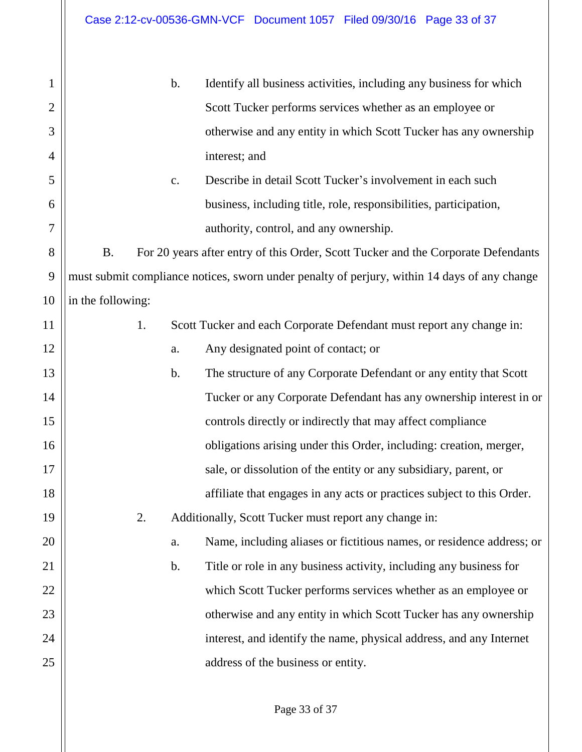b. Identify all business activities, including any business for which Scott Tucker performs services whether as an employee or otherwise and any entity in which Scott Tucker has any ownership interest; and

c. Describe in detail Scott Tucker's involvement in each such business, including title, role, responsibilities, participation, authority, control, and any ownership.

B. For 20 years after entry of this Order, Scott Tucker and the Corporate Defendants must submit compliance notices, sworn under penalty of perjury, within 14 days of any change in the following:

1. Scott Tucker and each Corporate Defendant must report any change in:

   a. Any designated point of contact; or

   b. The structure of any Corporate Defendant or any entity that Scott Tucker or any Corporate Defendant has any ownership interest in or controls directly or indirectly that may affect compliance obligations arising under this Order, including: creation, merger, sale, or dissolution of the entity or any subsidiary, parent, or affiliate that engages in any acts or practices subject to this Order.

2. Additionally, Scott Tucker must report any change in:

   a. Name, including aliases or fictitious names, or residence address; or

   b. Title or role in any business activity, including any business for which Scott Tucker performs services whether as an employee or otherwise and any entity in which Scott Tucker has any ownership interest, and identify the name, physical address, and any Internet address of the business or entity.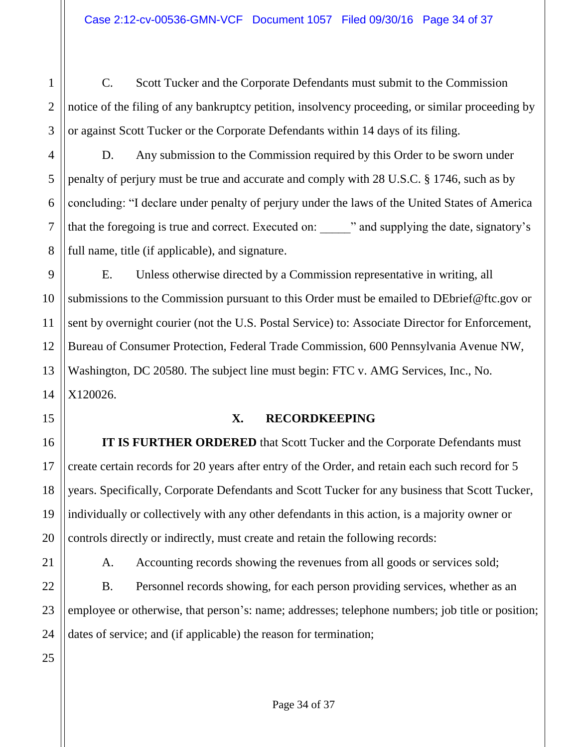C. Scott Tucker and the Corporate Defendants must submit to the Commission notice of the filing of any bankruptcy petition, insolvency proceeding, or similar proceeding by or against Scott Tucker or the Corporate Defendants within 14 days of its filing.

D. Any submission to the Commission required by this Order to be sworn under penalty of perjury must be true and accurate and comply with 28 U.S.C. § 1746, such as by concluding: "I declare under penalty of perjury under the laws of the United States of America that the foregoing is true and correct. Executed on: _____" and supplying the date, signatory's full name, title (if applicable), and signature.

E. Unless otherwise directed by a Commission representative in writing, all submissions to the Commission pursuant to this Order must be emailed to DEbrief@ftc.gov or sent by overnight courier (not the U.S. Postal Service) to: Associate Director for Enforcement, Bureau of Consumer Protection, Federal Trade Commission, 600 Pennsylvania Avenue NW, Washington, DC 20580. The subject line must begin: FTC v. AMG Services, Inc., No. X120026.

## X. RECORDKEEPING

**IT IS FURTHER ORDERED** that Scott Tucker and the Corporate Defendants must create certain records for 20 years after entry of the Order, and retain each such record for 5 years. Specifically, Corporate Defendants and Scott Tucker for any business that Scott Tucker, individually or collectively with any other defendants in this action, is a majority owner or controls directly or indirectly, must create and retain the following records:

A. Accounting records showing the revenues from all goods or services sold;

B. Personnel records showing, for each person providing services, whether as an employee or otherwise, that person's: name; addresses; telephone numbers; job title or position; dates of service; and (if applicable) the reason for termination;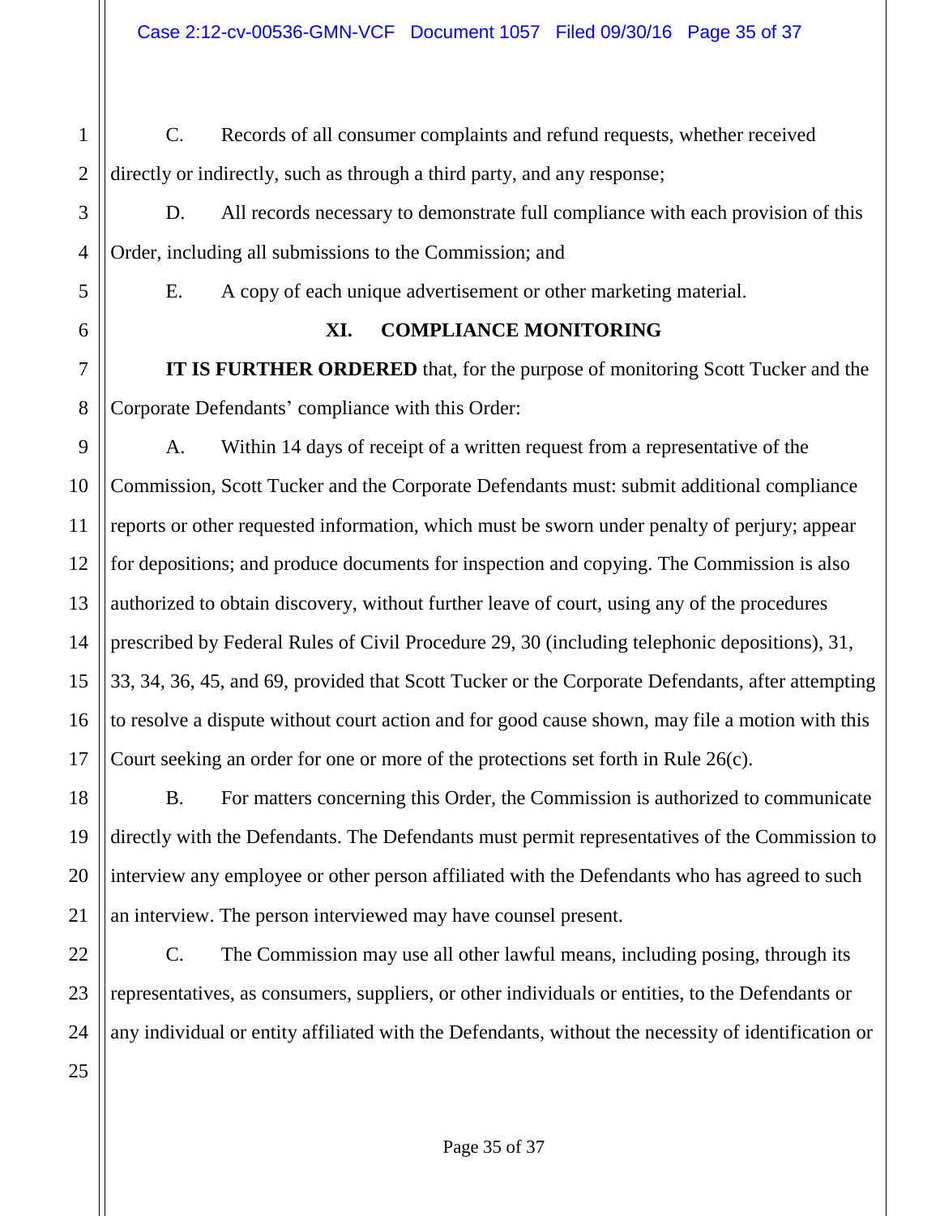C. Records of all consumer complaints and refund requests, whether received directly or indirectly, such as through a third party, and any response;

D. All records necessary to demonstrate full compliance with each provision of this Order, including all submissions to the Commission; and

E. A copy of each unique advertisement or other marketing material.

## XI. COMPLIANCE MONITORING

**IT IS FURTHER ORDERED** that, for the purpose of monitoring Scott Tucker and the Corporate Defendants' compliance with this Order:

A. Within 14 days of receipt of a written request from a representative of the Commission, Scott Tucker and the Corporate Defendants must: submit additional compliance reports or other requested information, which must be sworn under penalty of perjury; appear for depositions; and produce documents for inspection and copying. The Commission is also authorized to obtain discovery, without further leave of court, using any of the procedures prescribed by Federal Rules of Civil Procedure 29, 30 (including telephonic depositions), 31, 33, 34, 36, 45, and 69, provided that Scott Tucker or the Corporate Defendants, after attempting to resolve a dispute without court action and for good cause shown, may file a motion with this Court seeking an order for one or more of the protections set forth in Rule 26(c).

B. For matters concerning this Order, the Commission is authorized to communicate directly with the Defendants. The Defendants must permit representatives of the Commission to interview any employee or other person affiliated with the Defendants who has agreed to such an interview. The person interviewed may have counsel present.

C. The Commission may use all other lawful means, including posing, through its representatives, as consumers, suppliers, or other individuals or entities, to the Defendants or any individual or entity affiliated with the Defendants, without the necessity of identification or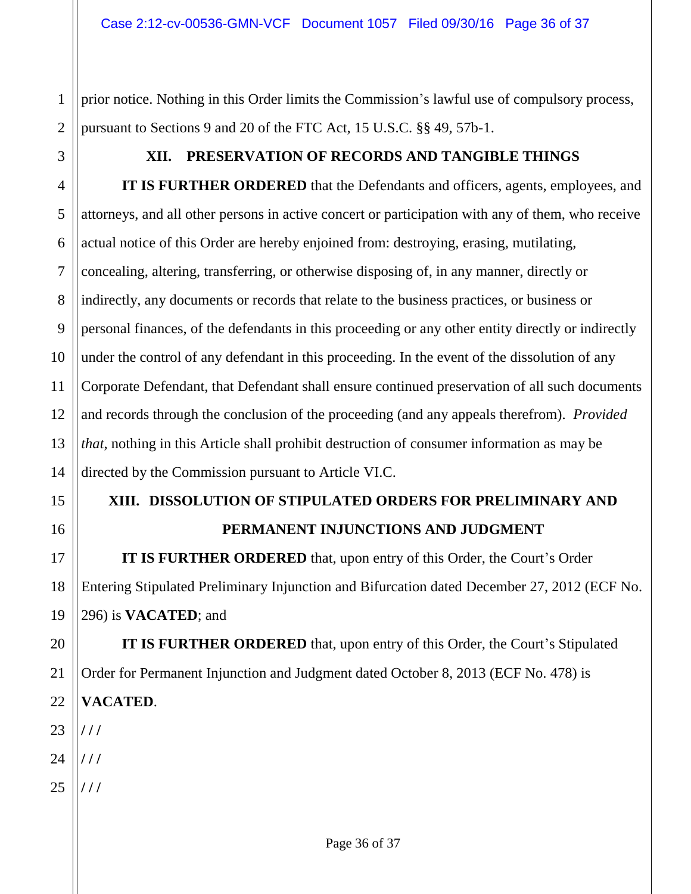prior notice. Nothing in this Order limits the Commission's lawful use of compulsory process, pursuant to Sections 9 and 20 of the FTC Act, 15 U.S.C. §§ 49, 57b-1.

## XII. PRESERVATION OF RECORDS AND TANGIBLE THINGS

**IT IS FURTHER ORDERED** that the Defendants and officers, agents, employees, and attorneys, and all other persons in active concert or participation with any of them, who receive actual notice of this Order are hereby enjoined from: destroying, erasing, mutilating, concealing, altering, transferring, or otherwise disposing of, in any manner, directly or indirectly, any documents or records that relate to the business practices, or business or personal finances, of the defendants in this proceeding or any other entity directly or indirectly under the control of any defendant in this proceeding. In the event of the dissolution of any Corporate Defendant, that Defendant shall ensure continued preservation of all such documents and records through the conclusion of the proceeding (and any appeals therefrom). *Provided that*, nothing in this Article shall prohibit destruction of consumer information as may be directed by the Commission pursuant to Article VI.C.

## XIII. DISSOLUTION OF STIPULATED ORDERS FOR PRELIMINARY AND PERMANENT INJUNCTIONS AND JUDGMENT

**IT IS FURTHER ORDERED** that, upon entry of this Order, the Court's Order Entering Stipulated Preliminary Injunction and Bifurcation dated December 27, 2012 (ECF No. 296) is **VACATED**; and

**IT IS FURTHER ORDERED** that, upon entry of this Order, the Court's Stipulated Order for Permanent Injunction and Judgment dated October 8, 2013 (ECF No. 478) is **VACATED**.

/ / /

/ / /

/ / /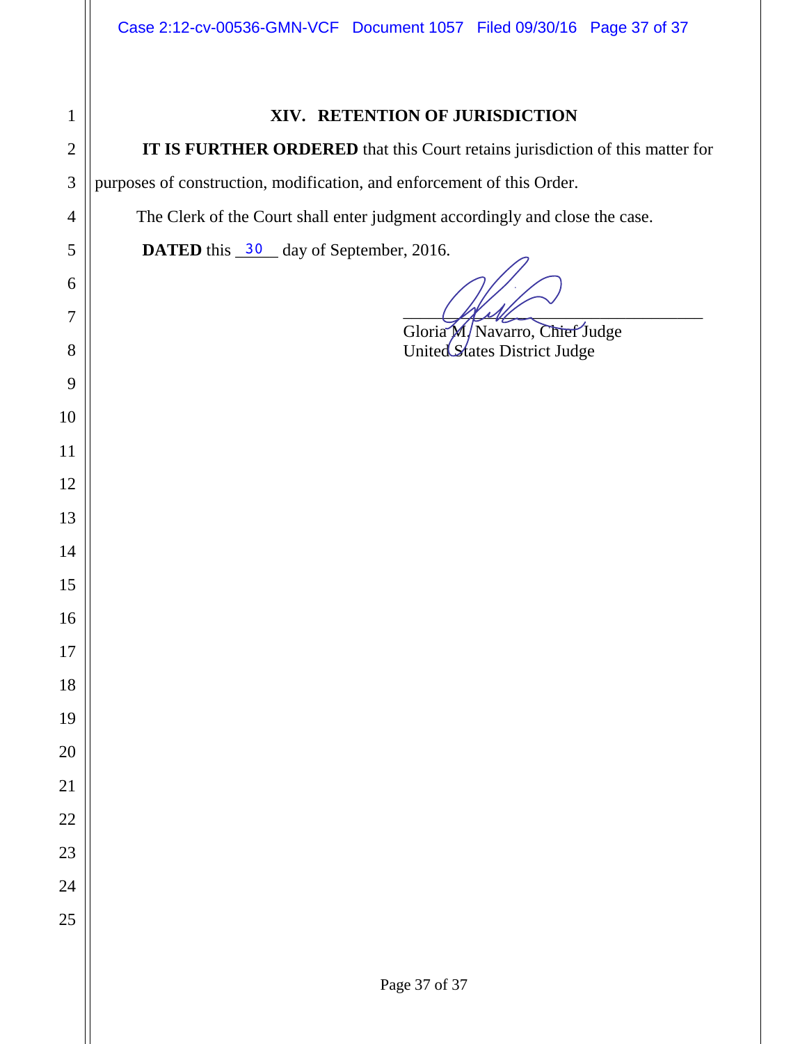### XIV. RETENTION OF JURISDICTION

**IT IS FURTHER ORDERED** that this Court retains jurisdiction of this matter for purposes of construction, modification, and enforcement of this Order.

The Clerk of the Court shall enter judgment accordingly and close the case.

**DATED** this 30 day of September, 2016.

\_\_\_\_\_\_\_\_\_\_\_\_\_\_\_\_\_\_\_\_\_\_\_\_\_\_\_\_\_\_\_\_\_

Gloria M. Navarro, Chief Judge
United States District Judge